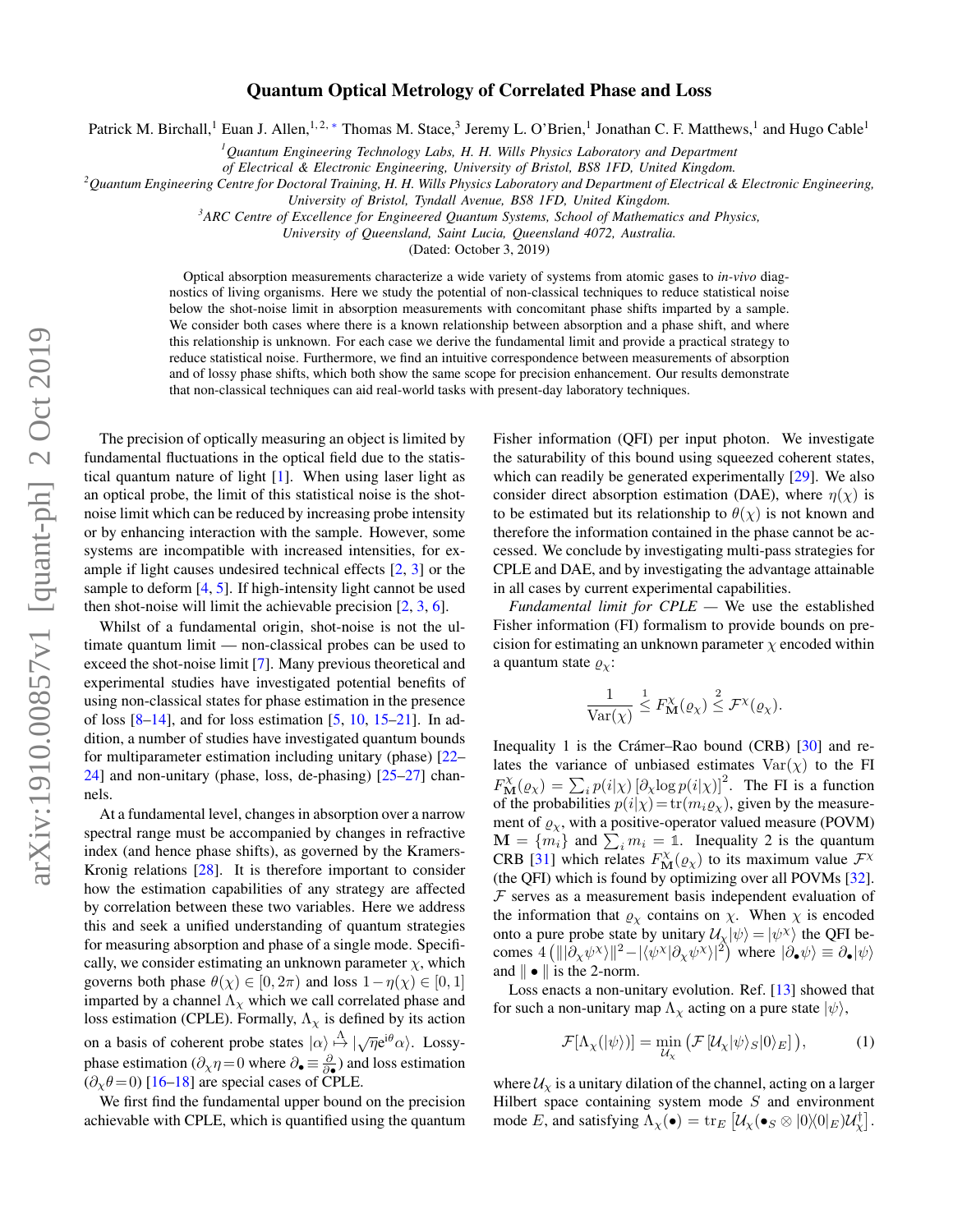# Quantum Optical Metrology of Correlated Phase and Loss

Patrick M. Birchall,[1] Euan J. Allen,[1,2,*] Thomas M. Stace,[3] Jeremy L. O'Brien,[1] Jonathan C. F. Matthews,[1] and Hugo Cable[1]

[1] *Quantum Engineering Technology Labs, H. H. Wills Physics Laboratory and Department of Electrical & Electronic Engineering, University of Bristol, BS8 1FD, United Kingdom.*

[2] *Quantum Engineering Centre for Doctoral Training, H. H. Wills Physics Laboratory and Department of Electrical & Electronic Engineering, University of Bristol, Tyndall Avenue, BS8 1FD, United Kingdom.*

[3] *ARC Centre of Excellence for Engineered Quantum Systems, School of Mathematics and Physics, University of Queensland, Saint Lucia, Queensland 4072, Australia.*

(Dated: October 3, 2019)

Optical absorption measurements characterize a wide variety of systems from atomic gases to *in-vivo* diagnostics of living organisms. Here we study the potential of non-classical techniques to reduce statistical noise below the shot-noise limit in absorption measurements with concomitant phase shifts imparted by a sample. We consider both cases where there is a known relationship between absorption and a phase shift, and where this relationship is unknown. For each case we derive the fundamental limit and provide a practical strategy to reduce statistical noise. Furthermore, we find an intuitive correspondence between measurements of absorption and of lossy phase shifts, which both show the same scope for precision enhancement. Our results demonstrate that non-classical techniques can aid real-world tasks with present-day laboratory techniques.

The precision of optically measuring an object is limited by fundamental fluctuations in the optical field due to the statistical quantum nature of light [1]. When using laser light as an optical probe, the limit of this statistical noise is the shot-noise limit which can be reduced by increasing probe intensity or by enhancing interaction with the sample. However, some systems are incompatible with increased intensities, for example if light causes undesired technical effects [2, 3] or the sample to deform [4, 5]. If high-intensity light cannot be used then shot-noise will limit the achievable precision [2, 3, 6].

Whilst of a fundamental origin, shot-noise is not the ultimate quantum limit — non-classical probes can be used to exceed the shot-noise limit [7]. Many previous theoretical and experimental studies have investigated potential benefits of using non-classical states for phase estimation in the presence of loss [8–14], and for loss estimation [5, 10, 15–21]. In addition, a number of studies have investigated quantum bounds for multiparameter estimation including unitary (phase) [22–24] and non-unitary (phase, loss, de-phasing) [25–27] channels.

At a fundamental level, changes in absorption over a narrow spectral range must be accompanied by changes in refractive index (and hence phase shifts), as governed by the Kramers-Kronig relations [28]. It is therefore important to consider how the estimation capabilities of any strategy are affected by correlation between these two variables. Here we address this and seek a unified understanding of quantum strategies for measuring absorption and phase of a single mode. Specifically, we consider estimating an unknown parameter $\chi$, which governs both phase $\theta(\chi) \in [0, 2\pi)$ and loss $1-\eta(\chi) \in [0, 1]$ imparted by a channel $\Lambda_\chi$ which we call correlated phase and loss estimation (CPLE). Formally, $\Lambda_\chi$ is defined by its action on a basis of coherent probe states $|\alpha\rangle \overset{\Lambda}{\mapsto} |\sqrt{\eta} e^{i\theta}\alpha\rangle$. Lossy-phase estimation ($\partial_\chi \eta = 0$ where $\partial_\bullet \equiv \frac{\partial}{\partial \bullet}$) and loss estimation ($\partial_\chi \theta = 0$) [16–18] are special cases of CPLE.

We first find the fundamental upper bound on the precision achievable with CPLE, which is quantified using the quantum Fisher information (QFI) per input photon. We investigate the saturability of this bound using squeezed coherent states, which can readily be generated experimentally [29]. We also consider direct absorption estimation (DAE), where $\eta(\chi)$ is to be estimated but its relationship to $\theta(\chi)$ is not known and therefore the information contained in the phase cannot be accessed. We conclude by investigating multi-pass strategies for CPLE and DAE, and by investigating the advantage attainable in all cases by current experimental capabilities.

*Fundamental limit for CPLE* — We use the established Fisher information (FI) formalism to provide bounds on precision for estimating an unknown parameter $\chi$ encoded within a quantum state $\varrho_\chi$:

$$\frac{1}{\mathrm{Var}(\chi)} \overset{1}{\leq} F^\chi_{\mathbf{M}}(\varrho_\chi) \overset{2}{\leq} \mathcal{F}^\chi(\varrho_\chi).$$

Inequality 1 is the Crámer–Rao bound (CRB) [30] and relates the variance of unbiased estimates $\mathrm{Var}(\chi)$ to the FI $F^\chi_{\mathbf{M}}(\varrho_\chi) = \sum_i p(i|\chi) \left[\partial_\chi \log p(i|\chi)\right]^2$. The FI is a function of the probabilities $p(i|\chi) = \mathrm{tr}(m_i \varrho_\chi)$, given by the measurement of $\varrho_\chi$, with a positive-operator valued measure (POVM) $\mathbf{M} = \{m_i\}$ and $\sum_i m_i = \mathbb{1}$. Inequality 2 is the quantum CRB [31] which relates $F^\chi_{\mathbf{M}}(\varrho_\chi)$ to its maximum value $\mathcal{F}^\chi$ (the QFI) which is found by optimizing over all POVMs [32]. $\mathcal{F}$ serves as a measurement basis independent evaluation of the information that $\varrho_\chi$ contains on $\chi$. When $\chi$ is encoded onto a pure probe state by unitary $\mathcal{U}_\chi|\psi\rangle = |\psi^\chi\rangle$ the QFI becomes $4\left(\||\partial_\chi\psi^\chi\rangle\|^2 - |\langle\psi^\chi|\partial_\chi\psi^\chi\rangle|^2\right)$ where $|\partial_\bullet\psi\rangle \equiv \partial_\bullet|\psi\rangle$ and $\|\bullet\|$ is the 2-norm.

Loss enacts a non-unitary evolution. Ref. [13] showed that for such a non-unitary map $\Lambda_\chi$ acting on a pure state $|\psi\rangle$,

$$\mathcal{F}[\Lambda_\chi(|\psi\rangle)] = \min_{\mathcal{U}_\chi} \left(\mathcal{F}\left[\mathcal{U}_\chi|\psi\rangle_S|0\rangle_E\right]\right), \tag{1}$$

where $\mathcal{U}_\chi$ is a unitary dilation of the channel, acting on a larger Hilbert space containing system mode $S$ and environment mode $E$, and satisfying $\Lambda_\chi(\bullet) = \mathrm{tr}_E\left[\mathcal{U}_\chi(\bullet_S \otimes |0\rangle\langle 0|_E)\mathcal{U}_\chi^\dagger\right]$.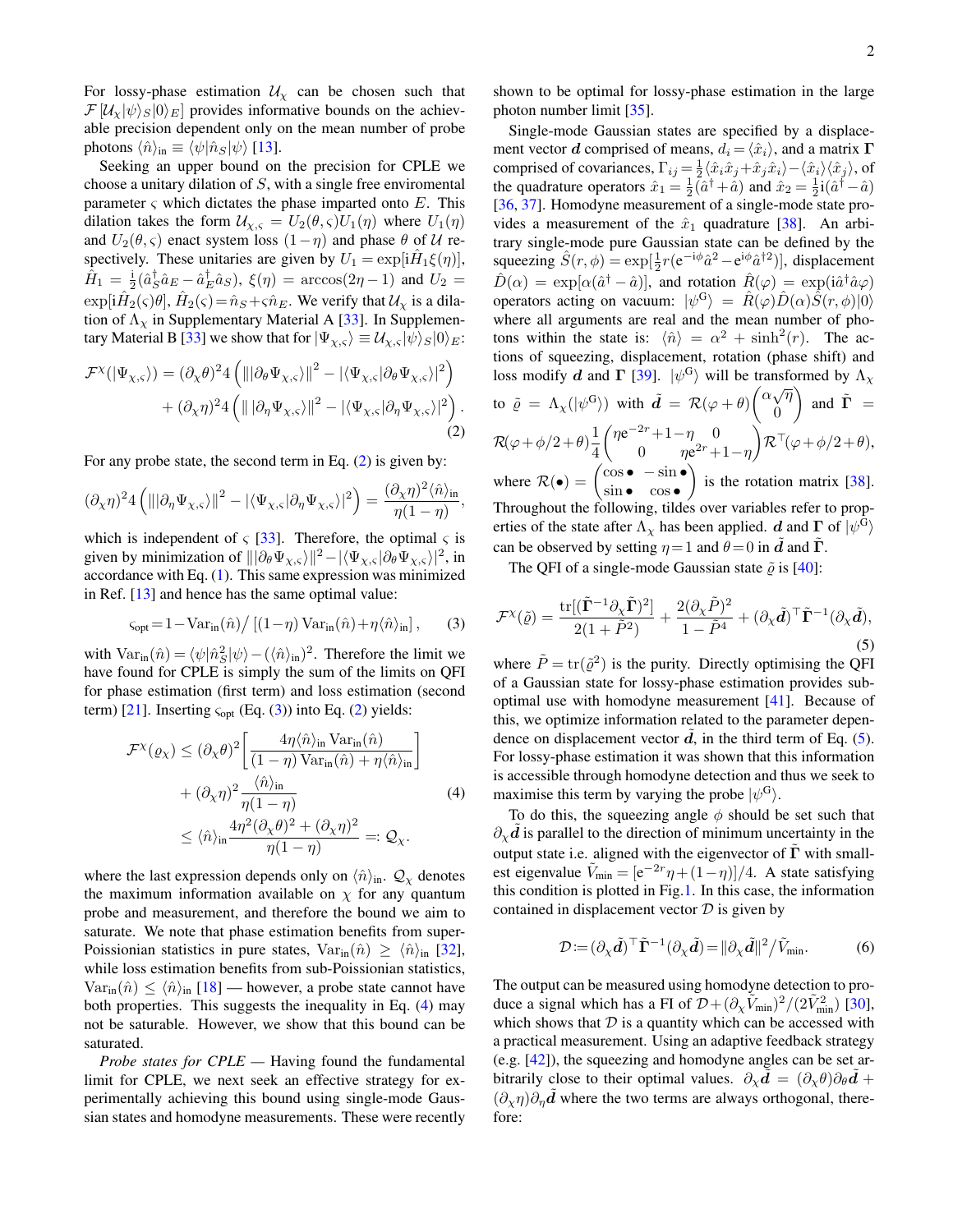For lossy-phase estimation $\mathcal{U}_\chi$ can be chosen such that $\mathcal{F}[\mathcal{U}_\chi|\psi\rangle_S|0\rangle_E]$ provides informative bounds on the achievable precision dependent only on the mean number of probe photons $\langle\hat{n}\rangle_{\text{in}} \equiv \langle\psi|\hat{n}_S|\psi\rangle$ [13].

Seeking an upper bound on the precision for CPLE we choose a unitary dilation of $S$, with a single free enviromental parameter $\varsigma$ which dictates the phase imparted onto $E$. This dilation takes the form $\mathcal{U}_{\chi,\varsigma} = U_2(\theta,\varsigma)U_1(\eta)$ where $U_1(\eta)$ and $U_2(\theta,\varsigma)$ enact system loss $(1-\eta)$ and phase $\theta$ of $\mathcal{U}$ respectively. These unitaries are given by $U_1 = \exp[\mathrm{i}\hat{H}_1\xi(\eta)]$, $\hat{H}_1 = \frac{\mathrm{i}}{2}(\hat{a}_S^\dagger\hat{a}_E - \hat{a}_E^\dagger\hat{a}_S)$, $\xi(\eta) = \arccos(2\eta-1)$ and $U_2 = \exp[\mathrm{i}\hat{H}_2(\varsigma)\theta]$, $\hat{H}_2(\varsigma) = \hat{n}_S + \varsigma\hat{n}_E$. We verify that $\mathcal{U}_\chi$ is a dilation of $\Lambda_\chi$ in Supplementary Material A [33]. In Supplementary Material B [33] we show that for $|\Psi_{\chi,\varsigma}\rangle \equiv \mathcal{U}_{\chi,\varsigma}|\psi\rangle_S|0\rangle_E$:

$$
\begin{aligned}
\mathcal{F}^\chi(|\Psi_{\chi,\varsigma}\rangle) = (\partial_\chi\theta)^2 4\left(\||\partial_\theta\Psi_{\chi,\varsigma}\rangle\|^2 - |\langle\Psi_{\chi,\varsigma}|\partial_\theta\Psi_{\chi,\varsigma}\rangle|^2\right) \\
+ (\partial_\chi\eta)^2 4\left(\||\partial_\eta\Psi_{\chi,\varsigma}\rangle\|^2 - |\langle\Psi_{\chi,\varsigma}|\partial_\eta\Psi_{\chi,\varsigma}\rangle|^2\right).
\end{aligned}
\tag{2}
$$

For any probe state, the second term in Eq. (2) is given by:

$$
(\partial_\chi\eta)^2 4\left(\||\partial_\eta\Psi_{\chi,\varsigma}\rangle\|^2 - |\langle\Psi_{\chi,\varsigma}|\partial_\eta\Psi_{\chi,\varsigma}\rangle|^2\right) = \frac{(\partial_\chi\eta)^2\langle\hat{n}\rangle_{\text{in}}}{\eta(1-\eta)},
$$

which is independent of $\varsigma$ [33]. Therefore, the optimal $\varsigma$ is given by minimization of $\||\partial_\theta\Psi_{\chi,\varsigma}\rangle\|^2 - |\langle\Psi_{\chi,\varsigma}|\partial_\theta\Psi_{\chi,\varsigma}\rangle|^2$, in accordance with Eq. (1). This same expression was minimized in Ref. [13] and hence has the same optimal value:

$$
\varsigma_{\text{opt}} = 1 - \mathrm{Var}_{\text{in}}(\hat{n}) / \left[(1-\eta)\,\mathrm{Var}_{\text{in}}(\hat{n}) + \eta\langle\hat{n}\rangle_{\text{in}}\right],
\tag{3}
$$

with $\mathrm{Var}_{\text{in}}(\hat{n}) = \langle\psi|\hat{n}_S^2|\psi\rangle - (\langle\hat{n}\rangle_{\text{in}})^2$. Therefore the limit we have found for CPLE is simply the sum of the limits on QFI for phase estimation (first term) and loss estimation (second term) [21]. Inserting $\varsigma_{\text{opt}}$ (Eq. (3)) into Eq. (2) yields:

$$
\begin{aligned}
\mathcal{F}^\chi(\varrho_\chi) &\leq (\partial_\chi\theta)^2\left[\frac{4\eta\langle\hat{n}\rangle_{\text{in}}\,\mathrm{Var}_{\text{in}}(\hat{n})}{(1-\eta)\,\mathrm{Var}_{\text{in}}(\hat{n}) + \eta\langle\hat{n}\rangle_{\text{in}}}\right] \\
&\quad + (\partial_\chi\eta)^2\frac{\langle\hat{n}\rangle_{\text{in}}}{\eta(1-\eta)} \\
&\leq \langle\hat{n}\rangle_{\text{in}}\frac{4\eta^2(\partial_\chi\theta)^2 + (\partial_\chi\eta)^2}{\eta(1-\eta)} =: \mathcal{Q}_\chi.
\end{aligned}
\tag{4}
$$

where the last expression depends only on $\langle\hat{n}\rangle_{\text{in}}$. $\mathcal{Q}_\chi$ denotes the maximum information available on $\chi$ for any quantum probe and measurement, and therefore the bound we aim to saturate. We note that phase estimation benefits from super-Poissionian statistics in pure states, $\mathrm{Var}_{\text{in}}(\hat{n}) \geq \langle\hat{n}\rangle_{\text{in}}$ [32], while loss estimation benefits from sub-Poissionian statistics, $\mathrm{Var}_{\text{in}}(\hat{n}) \leq \langle\hat{n}\rangle_{\text{in}}$ [18] — however, a probe state cannot have both properties. This suggests the inequality in Eq. (4) may not be saturable. However, we show that this bound can be saturated.

*Probe states for CPLE* — Having found the fundamental limit for CPLE, we next seek an effective strategy for experimentally achieving this bound using single-mode Gaussian states and homodyne measurements. These were recently shown to be optimal for lossy-phase estimation in the large photon number limit [35].

Single-mode Gaussian states are specified by a displacement vector $\boldsymbol{d}$ comprised of means, $d_i = \langle\hat{x}_i\rangle$, and a matrix $\boldsymbol{\Gamma}$ comprised of covariances, $\Gamma_{ij} = \frac{1}{2}\langle\hat{x}_i\hat{x}_j + \hat{x}_j\hat{x}_i\rangle - \langle\hat{x}_i\rangle\langle\hat{x}_j\rangle$, of the quadrature operators $\hat{x}_1 = \frac{1}{2}(\hat{a}^\dagger + \hat{a})$ and $\hat{x}_2 = \frac{1}{2}\mathrm{i}(\hat{a}^\dagger - \hat{a})$ [36, 37]. Homodyne measurement of a single-mode state provides a measurement of the $\hat{x}_1$ quadrature [38]. An arbitrary single-mode pure Gaussian state can be defined by the squeezing $\hat{S}(r,\phi) = \exp[\frac{1}{2}r(\mathrm{e}^{-\mathrm{i}\phi}\hat{a}^2 - \mathrm{e}^{\mathrm{i}\phi}\hat{a}^{\dagger 2})]$, displacement $\hat{D}(\alpha) = \exp[\alpha(\hat{a}^\dagger - \hat{a})]$, and rotation $\hat{R}(\varphi) = \exp(\mathrm{i}\hat{a}^\dagger\hat{a}\varphi)$ operators acting on vacuum: $|\psi^{\mathrm{G}}\rangle = \hat{R}(\varphi)\hat{D}(\alpha)\hat{S}(r,\phi)|0\rangle$ where all arguments are real and the mean number of photons within the state is: $\langle\hat{n}\rangle = \alpha^2 + \sinh^2(r)$. The actions of squeezing, displacement, rotation (phase shift) and loss modify $\boldsymbol{d}$ and $\boldsymbol{\Gamma}$ [39]. $|\psi^{\mathrm{G}}\rangle$ will be transformed by $\Lambda_\chi$ to $\tilde{\varrho} = \Lambda_\chi(|\psi^{\mathrm{G}}\rangle)$ with $\tilde{\boldsymbol{d}} = \mathcal{R}(\varphi+\theta)\begin{pmatrix}\alpha\sqrt{\eta}\\ 0\end{pmatrix}$ and $\tilde{\boldsymbol{\Gamma}} = \mathcal{R}(\varphi+\phi/2+\theta)\frac{1}{4}\begin{pmatrix}\eta\mathrm{e}^{-2r}+1-\eta & 0\\ 0 & \eta\mathrm{e}^{2r}+1-\eta\end{pmatrix}\mathcal{R}^\top(\varphi+\phi/2+\theta)$, where $\mathcal{R}(\bullet) = \begin{pmatrix}\cos\bullet & -\sin\bullet\\ \sin\bullet & \cos\bullet\end{pmatrix}$ is the rotation matrix [38]. Throughout the following, tildes over variables refer to properties of the state after $\Lambda_\chi$ has been applied. $\boldsymbol{d}$ and $\boldsymbol{\Gamma}$ of $|\psi^{\mathrm{G}}\rangle$ can be observed by setting $\eta = 1$ and $\theta = 0$ in $\tilde{\boldsymbol{d}}$ and $\tilde{\boldsymbol{\Gamma}}$.

The QFI of a single-mode Gaussian state $\tilde{\varrho}$ is [40]:

$$
\mathcal{F}^\chi(\tilde{\varrho}) = \frac{\mathrm{tr}[(\tilde{\boldsymbol{\Gamma}}^{-1}\partial_\chi\tilde{\boldsymbol{\Gamma}})^2]}{2(1+\tilde{P}^2)} + \frac{2(\partial_\chi\tilde{P})^2}{1-\tilde{P}^4} + (\partial_\chi\tilde{\boldsymbol{d}})^\top\tilde{\boldsymbol{\Gamma}}^{-1}(\partial_\chi\tilde{\boldsymbol{d}}),
\tag{5}
$$

where $\tilde{P} = \mathrm{tr}(\tilde{\varrho}^2)$ is the purity. Directly optimising the QFI of a Gaussian state for lossy-phase estimation provides suboptimal use with homodyne measurement [41]. Because of this, we optimize information related to the parameter dependence on displacement vector $\tilde{\boldsymbol{d}}$, in the third term of Eq. (5). For lossy-phase estimation it was shown that this information is accessible through homodyne detection and thus we seek to maximise this term by varying the probe $|\psi^{\mathrm{G}}\rangle$.

To do this, the squeezing angle $\phi$ should be set such that $\partial_\chi\tilde{\boldsymbol{d}}$ is parallel to the direction of minimum uncertainty in the output state i.e. aligned with the eigenvector of $\tilde{\boldsymbol{\Gamma}}$ with smallest eigenvalue $\tilde{V}_{\min} = [\mathrm{e}^{-2r}\eta + (1-\eta)]/4$. A state satisfying this condition is plotted in Fig. 1. In this case, the information contained in displacement vector $\mathcal{D}$ is given by

$$
\mathcal{D} := (\partial_\chi\tilde{\boldsymbol{d}})^\top\tilde{\boldsymbol{\Gamma}}^{-1}(\partial_\chi\tilde{\boldsymbol{d}}) = \|\partial_\chi\tilde{\boldsymbol{d}}\|^2/\tilde{V}_{\min}.
\tag{6}
$$

The output can be measured using homodyne detection to produce a signal which has a FI of $\mathcal{D} + (\partial_\chi\tilde{V}_{\min})^2/(2\tilde{V}_{\min}^2)$ [30], which shows that $\mathcal{D}$ is a quantity which can be accessed with a practical measurement. Using an adaptive feedback strategy (e.g. [42]), the squeezing and homodyne angles can be set arbitrarily close to their optimal values. $\partial_\chi\tilde{\boldsymbol{d}} = (\partial_\chi\theta)\partial_\theta\tilde{\boldsymbol{d}} + (\partial_\chi\eta)\partial_\eta\tilde{\boldsymbol{d}}$ where the two terms are always orthogonal, therefore: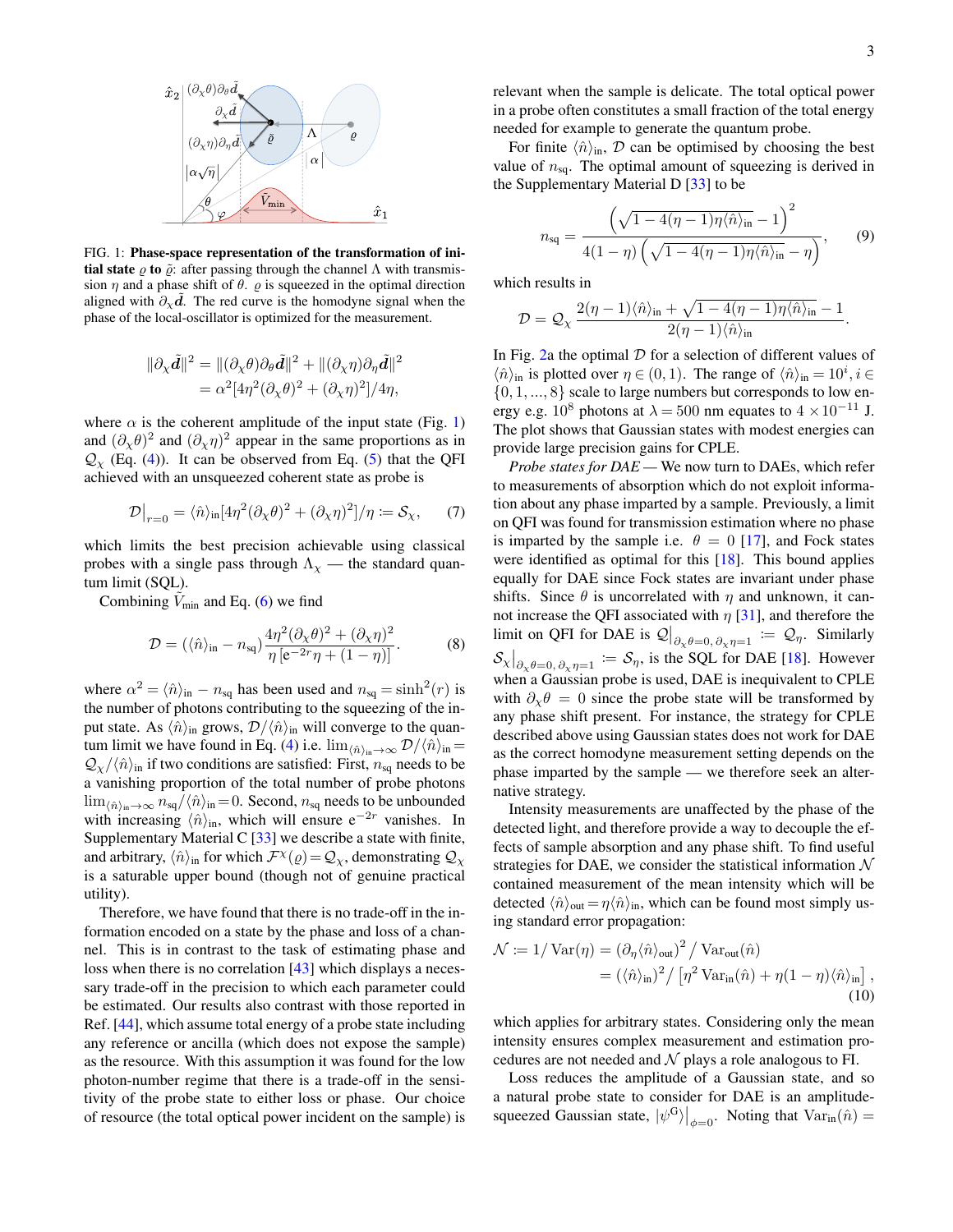FIG. 1: **Phase-space representation of the transformation of initial state $\varrho$ to $\tilde{\varrho}$**: after passing through the channel $\Lambda$ with transmission $\eta$ and a phase shift of $\theta$. $\varrho$ is squeezed in the optimal direction aligned with $\partial_\chi \tilde{\boldsymbol{d}}$. The red curve is the homodyne signal when the phase of the local-oscillator is optimized for the measurement.

$$\begin{aligned}\|\partial_\chi \tilde{\boldsymbol{d}}\|^2 &= \|(\partial_\chi \theta)\partial_\theta \tilde{\boldsymbol{d}}\|^2 + \|(\partial_\chi \eta)\partial_\eta \tilde{\boldsymbol{d}}\|^2 \\ &= \alpha^2[4\eta^2(\partial_\chi\theta)^2 + (\partial_\chi\eta)^2]/4\eta,\end{aligned}$$

where $\alpha$ is the coherent amplitude of the input state (Fig. 1) and $(\partial_\chi\theta)^2$ and $(\partial_\chi\eta)^2$ appear in the same proportions as in $\mathcal{Q}_\chi$ (Eq. (4)). It can be observed from Eq. (5) that the QFI achieved with an unsqueezed coherent state as probe is

$$\mathcal{D}\big|_{r=0} = \langle\hat{n}\rangle_{\text{in}}[4\eta^2(\partial_\chi\theta)^2 + (\partial_\chi\eta)^2]/\eta := \mathcal{S}_\chi, \tag{7}$$

which limits the best precision achievable using classical probes with a single pass through $\Lambda_\chi$ — the standard quantum limit (SQL).

Combining $\tilde{V}_{\text{min}}$ and Eq. (6) we find

$$\mathcal{D} = (\langle\hat{n}\rangle_{\text{in}} - n_{\text{sq}})\frac{4\eta^2(\partial_\chi\theta)^2 + (\partial_\chi\eta)^2}{\eta\left[\mathrm{e}^{-2r}\eta + (1-\eta)\right]}. \tag{8}$$

where $\alpha^2 = \langle\hat{n}\rangle_{\text{in}} - n_{\text{sq}}$ has been used and $n_{\text{sq}} = \sinh^2(r)$ is the number of photons contributing to the squeezing of the input state. As $\langle\hat{n}\rangle_{\text{in}}$ grows, $\mathcal{D}/\langle\hat{n}\rangle_{\text{in}}$ will converge to the quantum limit we have found in Eq. (4) i.e. $\lim_{\langle\hat{n}\rangle_{\text{in}}\to\infty}\mathcal{D}/\langle\hat{n}\rangle_{\text{in}} = \mathcal{Q}_\chi/\langle\hat{n}\rangle_{\text{in}}$ if two conditions are satisfied: First, $n_{\text{sq}}$ needs to be a vanishing proportion of the total number of probe photons $\lim_{\langle\hat{n}\rangle_{\text{in}}\to\infty} n_{\text{sq}}/\langle\hat{n}\rangle_{\text{in}} = 0$. Second, $n_{\text{sq}}$ needs to be unbounded with increasing $\langle\hat{n}\rangle_{\text{in}}$, which will ensure $\mathrm{e}^{-2r}$ vanishes. In Supplementary Material C [33] we describe a state with finite, and arbitrary, $\langle\hat{n}\rangle_{\text{in}}$ for which $\mathcal{F}^\chi(\varrho) = \mathcal{Q}_\chi$, demonstrating $\mathcal{Q}_\chi$ is a saturable upper bound (though not of genuine practical utility).

Therefore, we have found that there is no trade-off in the information encoded on a state by the phase and loss of a channel. This is in contrast to the task of estimating phase and loss when there is no correlation [43] which displays a necessary trade-off in the precision to which each parameter could be estimated. Our results also contrast with those reported in Ref. [44], which assume total energy of a probe state including any reference or ancilla (which does not expose the sample) as the resource. With this assumption it was found for the low photon-number regime that there is a trade-off in the sensitivity of the probe state to either loss or phase. Our choice of resource (the total optical power incident on the sample) is relevant when the sample is delicate. The total optical power in a probe often constitutes a small fraction of the total energy needed for example to generate the quantum probe.

For finite $\langle\hat{n}\rangle_{\text{in}}$, $\mathcal{D}$ can be optimised by choosing the best value of $n_{\text{sq}}$. The optimal amount of squeezing is derived in the Supplementary Material D [33] to be

$$n_{\text{sq}} = \frac{\left(\sqrt{1-4(\eta-1)\eta\langle\hat{n}\rangle_{\text{in}}}-1\right)^2}{4(1-\eta)\left(\sqrt{1-4(\eta-1)\eta\langle\hat{n}\rangle_{\text{in}}}-\eta\right)}, \tag{9}$$

which results in

$$\mathcal{D} = \mathcal{Q}_\chi\,\frac{2(\eta-1)\langle\hat{n}\rangle_{\text{in}} + \sqrt{1-4(\eta-1)\eta\langle\hat{n}\rangle_{\text{in}}}-1}{2(\eta-1)\langle\hat{n}\rangle_{\text{in}}}.$$

In Fig. 2a the optimal $\mathcal{D}$ for a selection of different values of $\langle\hat{n}\rangle_{\text{in}}$ is plotted over $\eta\in(0,1)$. The range of $\langle\hat{n}\rangle_{\text{in}} = 10^i, i\in\{0,1,...,8\}$ scale to large numbers but corresponds to low energy e.g. $10^8$ photons at $\lambda = 500$ nm equates to $4\times10^{-11}$ J. The plot shows that Gaussian states with modest energies can provide large precision gains for CPLE.

*Probe states for DAE* — We now turn to DAEs, which refer to measurements of absorption which do not exploit information about any phase imparted by a sample. Previously, a limit on QFI was found for transmission estimation where no phase is imparted by the sample i.e. $\theta = 0$ [17], and Fock states were identified as optimal for this [18]. This bound applies equally for DAE since Fock states are invariant under phase shifts. Since $\theta$ is uncorrelated with $\eta$ and unknown, it cannot increase the QFI associated with $\eta$ [31], and therefore the limit on QFI for DAE is $\mathcal{Q}\big|_{\partial_\eta\theta=0,\,\partial_\chi\eta=1} := \mathcal{Q}_\eta$. Similarly $\mathcal{S}_\chi\big|_{\partial_\chi\theta=0,\,\partial_\chi\eta=1} := \mathcal{S}_\eta$, is the SQL for DAE [18]. However when a Gaussian probe is used, DAE is inequivalent to CPLE with $\partial_\chi\theta = 0$ since the probe state will be transformed by any phase shift present. For instance, the strategy for CPLE described above using Gaussian states does not work for DAE as the correct homodyne measurement setting depends on the phase imparted by the sample — we therefore seek an alternative strategy.

Intensity measurements are unaffected by the phase of the detected light, and therefore provide a way to decouple the effects of sample absorption and any phase shift. To find useful strategies for DAE, we consider the statistical information $\mathcal{N}$ contained measurement of the mean intensity which will be detected $\langle\hat{n}\rangle_{\text{out}} = \eta\langle\hat{n}\rangle_{\text{in}}$, which can be found most simply using standard error propagation:

$$\begin{aligned}\mathcal{N} := 1/\operatorname{Var}(\eta) &= \left(\partial_\eta\langle\hat{n}\rangle_{\text{out}}\right)^2/\operatorname{Var}_{\text{out}}(\hat{n}) \\ &= (\langle\hat{n}\rangle_{\text{in}})^2/\left[\eta^2\operatorname{Var}_{\text{in}}(\hat{n}) + \eta(1-\eta)\langle\hat{n}\rangle_{\text{in}}\right],\end{aligned} \tag{10}$$

which applies for arbitrary states. Considering only the mean intensity ensures complex measurement and estimation procedures are not needed and $\mathcal{N}$ plays a role analogous to FI.

Loss reduces the amplitude of a Gaussian state, and so a natural probe state to consider for DAE is an amplitude-squeezed Gaussian state, $|\psi^{\text{G}}\rangle\big|_{\phi=0}$. Noting that $\operatorname{Var}_{\text{in}}(\hat{n}) =$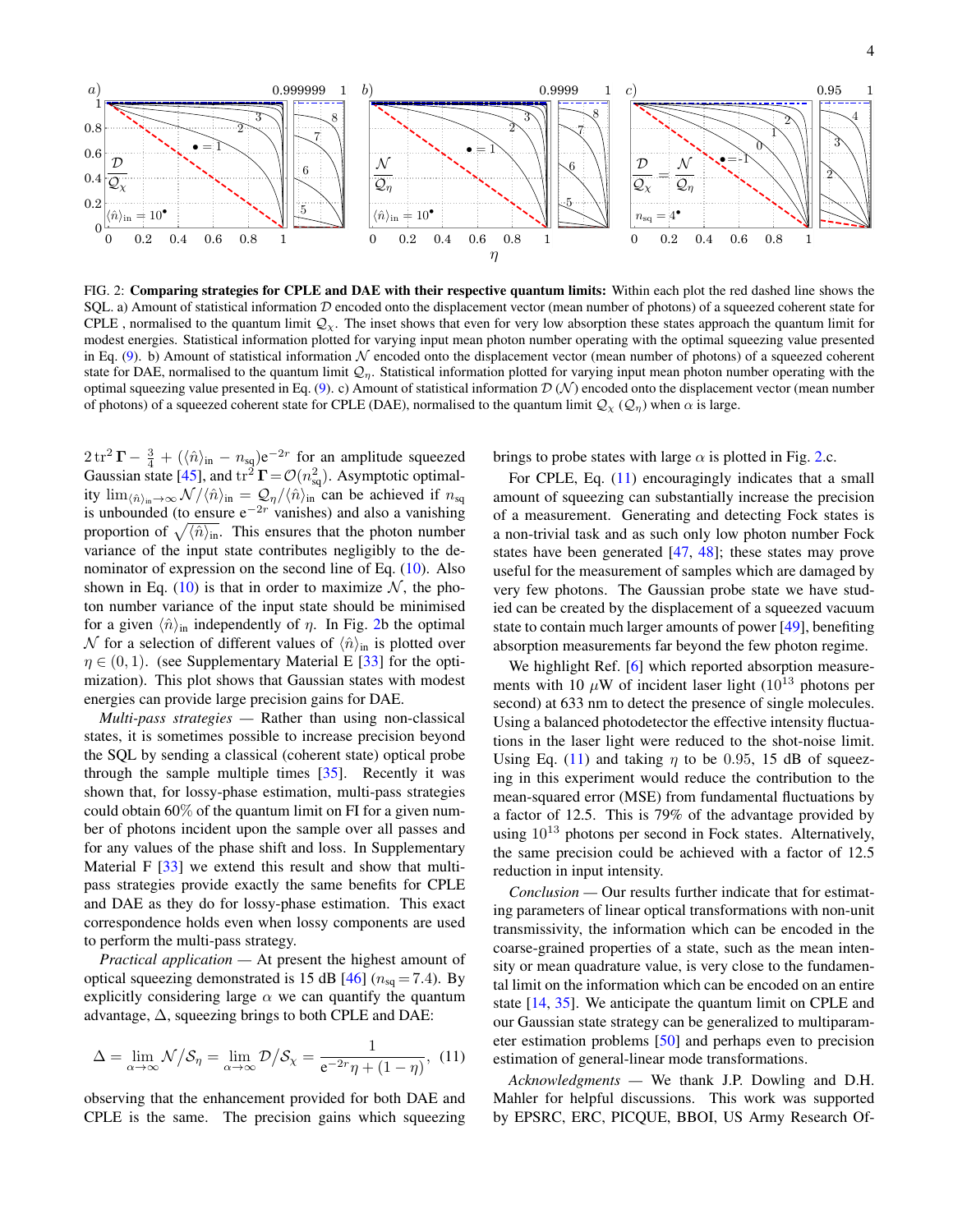FIG. 2: **Comparing strategies for CPLE and DAE with their respective quantum limits:** Within each plot the red dashed line shows the SQL. a) Amount of statistical information $\mathcal{D}$ encoded onto the displacement vector (mean number of photons) of a squeezed coherent state for CPLE , normalised to the quantum limit $\mathcal{Q}_\chi$. The inset shows that even for very low absorption these states approach the quantum limit for modest energies. Statistical information plotted for varying input mean photon number operating with the optimal squeezing value presented in Eq. (9). b) Amount of statistical information $\mathcal{N}$ encoded onto the displacement vector (mean number of photons) of a squeezed coherent state for DAE, normalised to the quantum limit $\mathcal{Q}_\eta$. Statistical information plotted for varying input mean photon number operating with the optimal squeezing value presented in Eq. (9). c) Amount of statistical information $\mathcal{D}$ ($\mathcal{N}$) encoded onto the displacement vector (mean number of photons) of a squeezed coherent state for CPLE (DAE), normalised to the quantum limit $\mathcal{Q}_\chi$ ($\mathcal{Q}_\eta$) when $\alpha$ is large.

$2\,\mathrm{tr}^2\,\mathbf{\Gamma} - \frac{3}{4} + (\langle\hat{n}\rangle_{\mathrm{in}} - n_{\mathrm{sq}})\mathrm{e}^{-2r}$ for an amplitude squeezed Gaussian state [45], and $\mathrm{tr}^2\,\mathbf{\Gamma} = \mathcal{O}(n_{\mathrm{sq}}^2)$. Asymptotic optimality $\lim_{\langle\hat{n}\rangle_{\mathrm{in}}\to\infty} \mathcal{N}/\langle\hat{n}\rangle_{\mathrm{in}} = \mathcal{Q}_\eta/\langle\hat{n}\rangle_{\mathrm{in}}$ can be achieved if $n_{\mathrm{sq}}$ is unbounded (to ensure $\mathrm{e}^{-2r}$ vanishes) and also a vanishing proportion of $\sqrt{\langle\hat{n}\rangle_{\mathrm{in}}}$. This ensures that the photon number variance of the input state contributes negligibly to the denominator of expression on the second line of Eq. (10). Also shown in Eq. (10) is that in order to maximize $\mathcal{N}$, the photon number variance of the input state should be minimised for a given $\langle\hat{n}\rangle_{\mathrm{in}}$ independently of $\eta$. In Fig. 2b the optimal $\mathcal{N}$ for a selection of different values of $\langle\hat{n}\rangle_{\mathrm{in}}$ is plotted over $\eta \in (0, 1)$. (see Supplementary Material E [33] for the optimization). This plot shows that Gaussian states with modest energies can provide large precision gains for DAE.

*Multi-pass strategies* — Rather than using non-classical states, it is sometimes possible to increase precision beyond the SQL by sending a classical (coherent state) optical probe through the sample multiple times [35]. Recently it was shown that, for lossy-phase estimation, multi-pass strategies could obtain 60% of the quantum limit on FI for a given number of photons incident upon the sample over all passes and for any values of the phase shift and loss. In Supplementary Material F [33] we extend this result and show that multi-pass strategies provide exactly the same benefits for CPLE and DAE as they do for lossy-phase estimation. This exact correspondence holds even when lossy components are used to perform the multi-pass strategy.

*Practical application* — At present the highest amount of optical squeezing demonstrated is 15 dB [46] ($n_{\mathrm{sq}} = 7.4$). By explicitly considering large $\alpha$ we can quantify the quantum advantage, $\Delta$, squeezing brings to both CPLE and DAE:

$$\Delta = \lim_{\alpha\to\infty} \mathcal{N}/\mathcal{S}_\eta = \lim_{\alpha\to\infty} \mathcal{D}/\mathcal{S}_\chi = \frac{1}{\mathrm{e}^{-2r}\eta + (1-\eta)}, \quad (11)$$

observing that the enhancement provided for both DAE and CPLE is the same. The precision gains which squeezing brings to probe states with large $\alpha$ is plotted in Fig. 2.c.

For CPLE, Eq. (11) encouragingly indicates that a small amount of squeezing can substantially increase the precision of a measurement. Generating and detecting Fock states is a non-trivial task and as such only low photon number Fock states have been generated [47, 48]; these states may prove useful for the measurement of samples which are damaged by very few photons. The Gaussian probe state we have studied can be created by the displacement of a squeezed vacuum state to contain much larger amounts of power [49], benefiting absorption measurements far beyond the few photon regime.

We highlight Ref. [6] which reported absorption measurements with 10 $\mu$W of incident laser light ($10^{13}$ photons per second) at 633 nm to detect the presence of single molecules. Using a balanced photodetector the effective intensity fluctuations in the laser light were reduced to the shot-noise limit. Using Eq. (11) and taking $\eta$ to be 0.95, 15 dB of squeezing in this experiment would reduce the contribution to the mean-squared error (MSE) from fundamental fluctuations by a factor of 12.5. This is 79% of the advantage provided by using $10^{13}$ photons per second in Fock states. Alternatively, the same precision could be achieved with a factor of 12.5 reduction in input intensity.

*Conclusion* — Our results further indicate that for estimating parameters of linear optical transformations with non-unit transmissivity, the information which can be encoded in the coarse-grained properties of a state, such as the mean intensity or mean quadrature value, is very close to the fundamental limit on the information which can be encoded on an entire state [14, 35]. We anticipate the quantum limit on CPLE and our Gaussian state strategy can be generalized to multiparameter estimation problems [50] and perhaps even to precision estimation of general-linear mode transformations.

*Acknowledgments* — We thank J.P. Dowling and D.H. Mahler for helpful discussions. This work was supported by EPSRC, ERC, PICQUE, BBOI, US Army Research Of-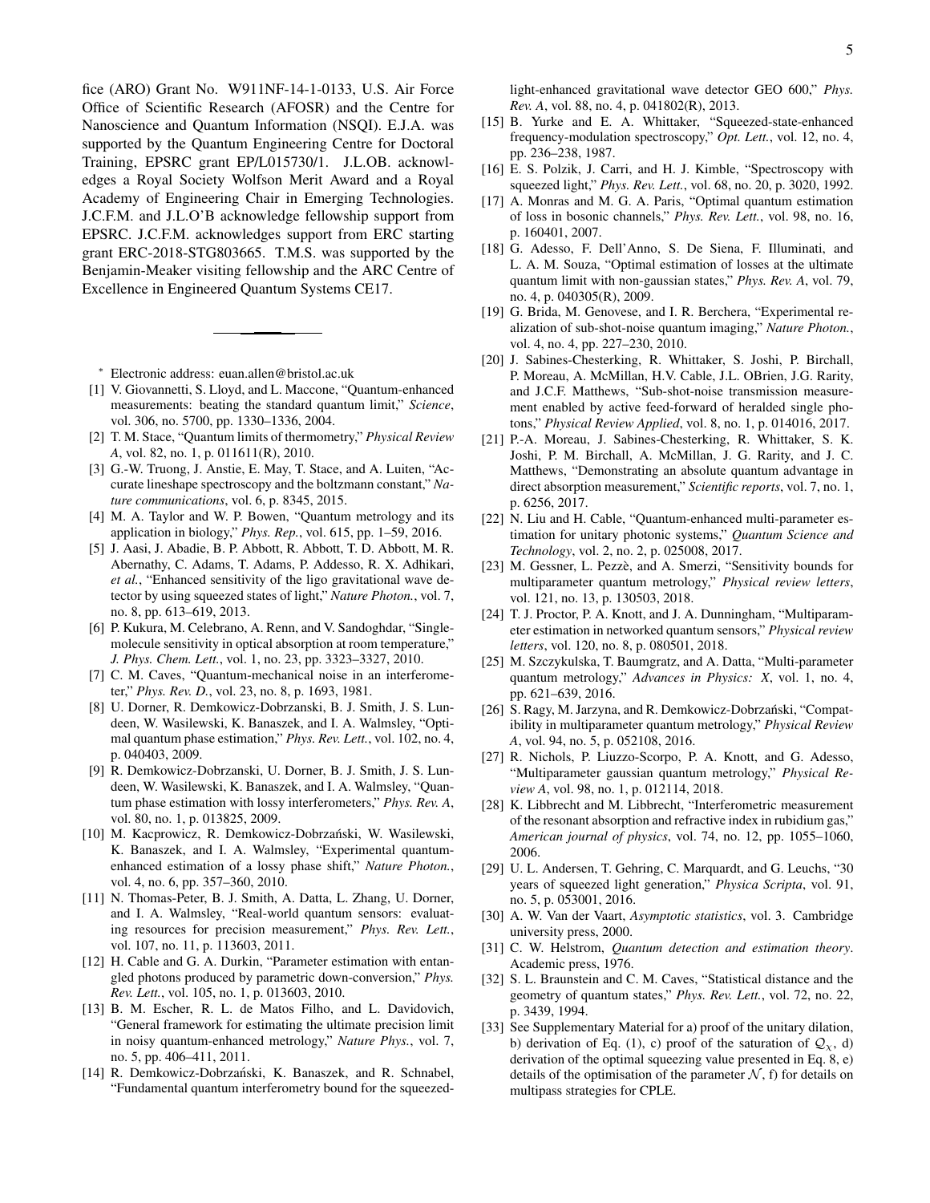fice (ARO) Grant No. W911NF-14-1-0133, U.S. Air Force Office of Scientific Research (AFOSR) and the Centre for Nanoscience and Quantum Information (NSQI). E.J.A. was supported by the Quantum Engineering Centre for Doctoral Training, EPSRC grant EP/L015730/1. J.L.OB. acknowledges a Royal Society Wolfson Merit Award and a Royal Academy of Engineering Chair in Emerging Technologies. J.C.F.M. and J.L.O'B acknowledge fellowship support from EPSRC. J.C.F.M. acknowledges support from ERC starting grant ERC-2018-STG803665. T.M.S. was supported by the Benjamin-Meaker visiting fellowship and the ARC Centre of Excellence in Engineered Quantum Systems CE17.

---

* Electronic address: euan.allen@bristol.ac.uk

[1] V. Giovannetti, S. Lloyd, and L. Maccone, "Quantum-enhanced measurements: beating the standard quantum limit," *Science*, vol. 306, no. 5700, pp. 1330–1336, 2004.

[2] T. M. Stace, "Quantum limits of thermometry," *Physical Review A*, vol. 82, no. 1, p. 011611(R), 2010.

[3] G.-W. Truong, J. Anstie, E. May, T. Stace, and A. Luiten, "Accurate lineshape spectroscopy and the boltzmann constant," *Nature communications*, vol. 6, p. 8345, 2015.

[4] M. A. Taylor and W. P. Bowen, "Quantum metrology and its application in biology," *Phys. Rep.*, vol. 615, pp. 1–59, 2016.

[5] J. Aasi, J. Abadie, B. P. Abbott, R. Abbott, T. D. Abbott, M. R. Abernathy, C. Adams, T. Adams, P. Addesso, R. X. Adhikari, *et al.*, "Enhanced sensitivity of the ligo gravitational wave detector by using squeezed states of light," *Nature Photon.*, vol. 7, no. 8, pp. 613–619, 2013.

[6] P. Kukura, M. Celebrano, A. Renn, and V. Sandoghdar, "Single-molecule sensitivity in optical absorption at room temperature," *J. Phys. Chem. Lett.*, vol. 1, no. 23, pp. 3323–3327, 2010.

[7] C. M. Caves, "Quantum-mechanical noise in an interferometer," *Phys. Rev. D.*, vol. 23, no. 8, p. 1693, 1981.

[8] U. Dorner, R. Demkowicz-Dobrzanski, B. J. Smith, J. S. Lundeen, W. Wasilewski, K. Banaszek, and I. A. Walmsley, "Optimal quantum phase estimation," *Phys. Rev. Lett.*, vol. 102, no. 4, p. 040403, 2009.

[9] R. Demkowicz-Dobrzanski, U. Dorner, B. J. Smith, J. S. Lundeen, W. Wasilewski, K. Banaszek, and I. A. Walmsley, "Quantum phase estimation with lossy interferometers," *Phys. Rev. A*, vol. 80, no. 1, p. 013825, 2009.

[10] M. Kacprowicz, R. Demkowicz-Dobrzański, W. Wasilewski, K. Banaszek, and I. A. Walmsley, "Experimental quantum-enhanced estimation of a lossy phase shift," *Nature Photon.*, vol. 4, no. 6, pp. 357–360, 2010.

[11] N. Thomas-Peter, B. J. Smith, A. Datta, L. Zhang, U. Dorner, and I. A. Walmsley, "Real-world quantum sensors: evaluating resources for precision measurement," *Phys. Rev. Lett.*, vol. 107, no. 11, p. 113603, 2011.

[12] H. Cable and G. A. Durkin, "Parameter estimation with entangled photons produced by parametric down-conversion," *Phys. Rev. Lett.*, vol. 105, no. 1, p. 013603, 2010.

[13] B. M. Escher, R. L. de Matos Filho, and L. Davidovich, "General framework for estimating the ultimate precision limit in noisy quantum-enhanced metrology," *Nature Phys.*, vol. 7, no. 5, pp. 406–411, 2011.

[14] R. Demkowicz-Dobrzański, K. Banaszek, and R. Schnabel, "Fundamental quantum interferometry bound for the squeezed-light-enhanced gravitational wave detector GEO 600," *Phys. Rev. A*, vol. 88, no. 4, p. 041802(R), 2013.

[15] B. Yurke and E. A. Whittaker, "Squeezed-state-enhanced frequency-modulation spectroscopy," *Opt. Lett.*, vol. 12, no. 4, pp. 236–238, 1987.

[16] E. S. Polzik, J. Carri, and H. J. Kimble, "Spectroscopy with squeezed light," *Phys. Rev. Lett.*, vol. 68, no. 20, p. 3020, 1992.

[17] A. Monras and M. G. A. Paris, "Optimal quantum estimation of loss in bosonic channels," *Phys. Rev. Lett.*, vol. 98, no. 16, p. 160401, 2007.

[18] G. Adesso, F. Dell'Anno, S. De Siena, F. Illuminati, and L. A. M. Souza, "Optimal estimation of losses at the ultimate quantum limit with non-gaussian states," *Phys. Rev. A*, vol. 79, no. 4, p. 040305(R), 2009.

[19] G. Brida, M. Genovese, and I. R. Berchera, "Experimental realization of sub-shot-noise quantum imaging," *Nature Photon.*, vol. 4, no. 4, pp. 227–230, 2010.

[20] J. Sabines-Chesterking, R. Whittaker, S. Joshi, P. Birchall, P. Moreau, A. McMillan, H.V. Cable, J.L. OBrien, J.G. Rarity, and J.C.F. Matthews, "Sub-shot-noise transmission measurement enabled by active feed-forward of heralded single photons," *Physical Review Applied*, vol. 8, no. 1, p. 014016, 2017.

[21] P.-A. Moreau, J. Sabines-Chesterking, R. Whittaker, S. K. Joshi, P. M. Birchall, A. McMillan, J. G. Rarity, and J. C. Matthews, "Demonstrating an absolute quantum advantage in direct absorption measurement," *Scientific reports*, vol. 7, no. 1, p. 6256, 2017.

[22] N. Liu and H. Cable, "Quantum-enhanced multi-parameter estimation for unitary photonic systems," *Quantum Science and Technology*, vol. 2, no. 2, p. 025008, 2017.

[23] M. Gessner, L. Pezzè, and A. Smerzi, "Sensitivity bounds for multiparameter quantum metrology," *Physical review letters*, vol. 121, no. 13, p. 130503, 2018.

[24] T. J. Proctor, P. A. Knott, and J. A. Dunningham, "Multiparameter estimation in networked quantum sensors," *Physical review letters*, vol. 120, no. 8, p. 080501, 2018.

[25] M. Szczykulska, T. Baumgratz, and A. Datta, "Multi-parameter quantum metrology," *Advances in Physics: X*, vol. 1, no. 4, pp. 621–639, 2016.

[26] S. Ragy, M. Jarzyna, and R. Demkowicz-Dobrzański, "Compatibility in multiparameter quantum metrology," *Physical Review A*, vol. 94, no. 5, p. 052108, 2016.

[27] R. Nichols, P. Liuzzo-Scorpo, P. A. Knott, and G. Adesso, "Multiparameter gaussian quantum metrology," *Physical Review A*, vol. 98, no. 1, p. 012114, 2018.

[28] K. Libbrecht and M. Libbrecht, "Interferometric measurement of the resonant absorption and refractive index in rubidium gas," *American journal of physics*, vol. 74, no. 12, pp. 1055–1060, 2006.

[29] U. L. Andersen, T. Gehring, C. Marquardt, and G. Leuchs, "30 years of squeezed light generation," *Physica Scripta*, vol. 91, no. 5, p. 053001, 2016.

[30] A. W. Van der Vaart, *Asymptotic statistics*, vol. 3. Cambridge university press, 2000.

[31] C. W. Helstrom, *Quantum detection and estimation theory*. Academic press, 1976.

[32] S. L. Braunstein and C. M. Caves, "Statistical distance and the geometry of quantum states," *Phys. Rev. Lett.*, vol. 72, no. 22, p. 3439, 1994.

[33] See Supplementary Material for a) proof of the unitary dilation, b) derivation of Eq. (1), c) proof of the saturation of $\mathcal{Q}_\chi$, d) derivation of the optimal squeezing value presented in Eq. 8, e) details of the optimisation of the parameter $\mathcal{N}$, f) for details on multipass strategies for CPLE.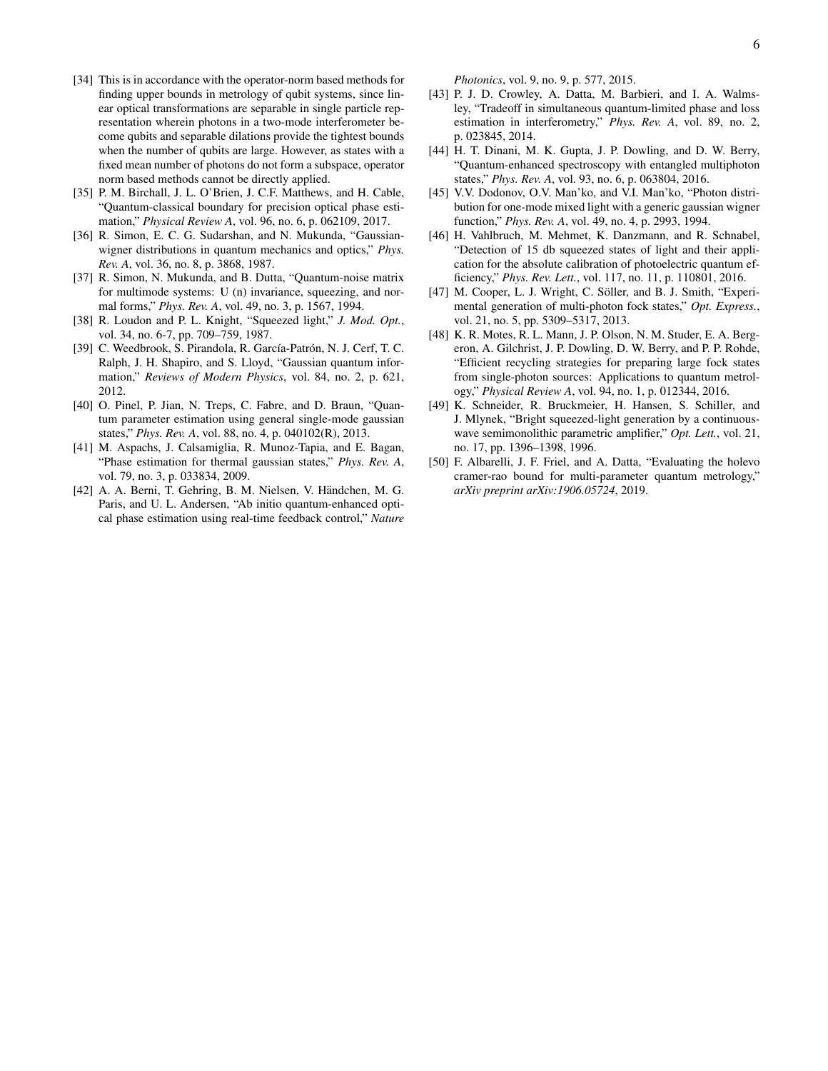[34] This is in accordance with the operator-norm based methods for finding upper bounds in metrology of qubit systems, since linear optical transformations are separable in single particle representation wherein photons in a two-mode interferometer become qubits and separable dilations provide the tightest bounds when the number of qubits are large. However, as states with a fixed mean number of photons do not form a subspace, operator norm based methods cannot be directly applied.

[35] P. M. Birchall, J. L. O'Brien, J. C.F. Matthews, and H. Cable, "Quantum-classical boundary for precision optical phase estimation," *Physical Review A*, vol. 96, no. 6, p. 062109, 2017.

[36] R. Simon, E. C. G. Sudarshan, and N. Mukunda, "Gaussian-wigner distributions in quantum mechanics and optics," *Phys. Rev. A*, vol. 36, no. 8, p. 3868, 1987.

[37] R. Simon, N. Mukunda, and B. Dutta, "Quantum-noise matrix for multimode systems: U (n) invariance, squeezing, and normal forms," *Phys. Rev. A*, vol. 49, no. 3, p. 1567, 1994.

[38] R. Loudon and P. L. Knight, "Squeezed light," *J. Mod. Opt.*, vol. 34, no. 6-7, pp. 709–759, 1987.

[39] C. Weedbrook, S. Pirandola, R. García-Patrón, N. J. Cerf, T. C. Ralph, J. H. Shapiro, and S. Lloyd, "Gaussian quantum information," *Reviews of Modern Physics*, vol. 84, no. 2, p. 621, 2012.

[40] O. Pinel, P. Jian, N. Treps, C. Fabre, and D. Braun, "Quantum parameter estimation using general single-mode gaussian states," *Phys. Rev. A*, vol. 88, no. 4, p. 040102(R), 2013.

[41] M. Aspachs, J. Calsamiglia, R. Munoz-Tapia, and E. Bagan, "Phase estimation for thermal gaussian states," *Phys. Rev. A*, vol. 79, no. 3, p. 033834, 2009.

[42] A. A. Berni, T. Gehring, B. M. Nielsen, V. Händchen, M. G. Paris, and U. L. Andersen, "Ab initio quantum-enhanced optical phase estimation using real-time feedback control," *Nature Photonics*, vol. 9, no. 9, p. 577, 2015.

[43] P. J. D. Crowley, A. Datta, M. Barbieri, and I. A. Walmsley, "Tradeoff in simultaneous quantum-limited phase and loss estimation in interferometry," *Phys. Rev. A*, vol. 89, no. 2, p. 023845, 2014.

[44] H. T. Dinani, M. K. Gupta, J. P. Dowling, and D. W. Berry, "Quantum-enhanced spectroscopy with entangled multiphoton states," *Phys. Rev. A*, vol. 93, no. 6, p. 063804, 2016.

[45] V.V. Dodonov, O.V. Man'ko, and V.I. Man'ko, "Photon distribution for one-mode mixed light with a generic gaussian wigner function," *Phys. Rev. A*, vol. 49, no. 4, p. 2993, 1994.

[46] H. Vahlbruch, M. Mehmet, K. Danzmann, and R. Schnabel, "Detection of 15 db squeezed states of light and their application for the absolute calibration of photoelectric quantum efficiency," *Phys. Rev. Lett.*, vol. 117, no. 11, p. 110801, 2016.

[47] M. Cooper, L. J. Wright, C. Söller, and B. J. Smith, "Experimental generation of multi-photon fock states," *Opt. Express.*, vol. 21, no. 5, pp. 5309–5317, 2013.

[48] K. R. Motes, R. L. Mann, J. P. Olson, N. M. Studer, E. A. Bergeron, A. Gilchrist, J. P. Dowling, D. W. Berry, and P. P. Rohde, "Efficient recycling strategies for preparing large fock states from single-photon sources: Applications to quantum metrology," *Physical Review A*, vol. 94, no. 1, p. 012344, 2016.

[49] K. Schneider, R. Bruckmeier, H. Hansen, S. Schiller, and J. Mlynek, "Bright squeezed-light generation by a continuous-wave semimonolithic parametric amplifier," *Opt. Lett.*, vol. 21, no. 17, pp. 1396–1398, 1996.

[50] F. Albarelli, J. F. Friel, and A. Datta, "Evaluating the holevo cramer-rao bound for multi-parameter quantum metrology," *arXiv preprint arXiv:1906.05724*, 2019.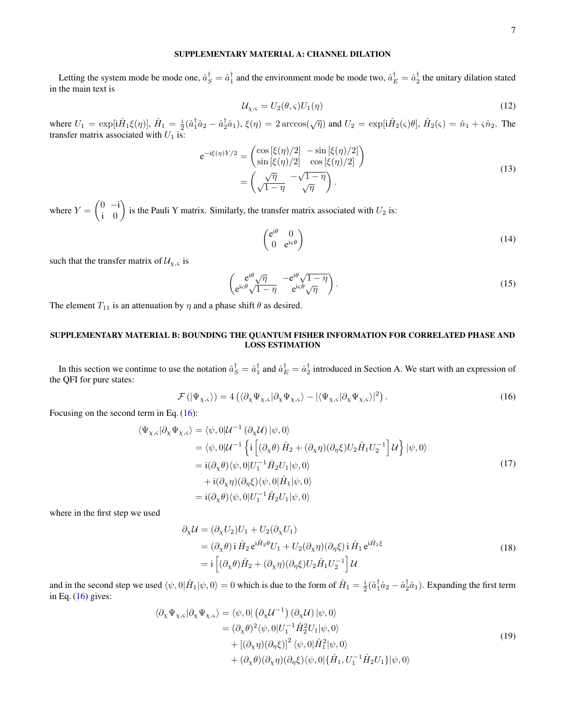## SUPPLEMENTARY MATERIAL A: CHANNEL DILATION

Letting the system mode be mode one, $\hat{a}_S^\dagger = \hat{a}_1^\dagger$ and the environment mode be mode two, $\hat{a}_E^\dagger = \hat{a}_2^\dagger$ the unitary dilation stated in the main text is

$$\mathcal{U}_{\chi,\varsigma} = U_2(\theta,\varsigma)U_1(\eta) \tag{12}$$

where $U_1 = \exp[\mathrm{i}\hat{H}_1\xi(\eta)]$, $\hat{H}_1 = \frac{\mathrm{i}}{2}(\hat{a}_1^\dagger\hat{a}_2 - \hat{a}_2^\dagger\hat{a}_1)$, $\xi(\eta) = 2\arccos(\sqrt{\eta})$ and $U_2 = \exp[\mathrm{i}\hat{H}_2(\varsigma)\theta]$, $\hat{H}_2(\varsigma) = \hat{n}_1 + \varsigma\hat{n}_2$. The transfer matrix associated with $U_1$ is:

$$\begin{aligned}
\mathrm{e}^{-\mathrm{i}\xi(\eta)Y/2} &= \begin{pmatrix} \cos[\xi(\eta)/2] & -\sin[\xi(\eta)/2] \\ \sin[\xi(\eta)/2] & \cos[\xi(\eta)/2] \end{pmatrix} \\
&= \begin{pmatrix} \sqrt{\eta} & -\sqrt{1-\eta} \\ \sqrt{1-\eta} & \sqrt{\eta} \end{pmatrix}.
\end{aligned} \tag{13}$$

where $Y = \begin{pmatrix} 0 & -\mathrm{i} \\ \mathrm{i} & 0 \end{pmatrix}$ is the Pauli Y matrix. Similarly, the transfer matrix associated with $U_2$ is:

$$\begin{pmatrix} \mathrm{e}^{\mathrm{i}\theta} & 0 \\ 0 & \mathrm{e}^{\mathrm{i}\varsigma\theta} \end{pmatrix} \tag{14}$$

such that the transfer matrix of $\mathcal{U}_{\chi,\varsigma}$ is

$$\begin{pmatrix} \mathrm{e}^{\mathrm{i}\theta}\sqrt{\eta} & -\mathrm{e}^{\mathrm{i}\theta}\sqrt{1-\eta} \\ \mathrm{e}^{\mathrm{i}\varsigma\theta}\sqrt{1-\eta} & \mathrm{e}^{\mathrm{i}\varsigma\theta}\sqrt{\eta} \end{pmatrix}. \tag{15}$$

The element $T_{11}$ is an attenuation by $\eta$ and a phase shift $\theta$ as desired.

## SUPPLEMENTARY MATERIAL B: BOUNDING THE QUANTUM FISHER INFORMATION FOR CORRELATED PHASE AND LOSS ESTIMATION

In this section we continue to use the notation $\hat{a}_S^\dagger = \hat{a}_1^\dagger$ and $\hat{a}_E^\dagger = \hat{a}_2^\dagger$ introduced in Section A. We start with an expression of the QFI for pure states:

$$\mathcal{F}(|\Psi_{\chi,\varsigma}\rangle) = 4\left(\langle\partial_\chi\Psi_{\chi,\varsigma}|\partial_\chi\Psi_{\chi,\varsigma}\rangle - |\langle\Psi_{\chi,\varsigma}|\partial_\chi\Psi_{\chi,\varsigma}\rangle|^2\right). \tag{16}$$

Focusing on the second term in Eq. (16):

$$\begin{aligned}
\langle\Psi_{\chi,\varsigma}|\partial_\chi\Psi_{\chi,\varsigma}\rangle &= \langle\psi,0|\mathcal{U}^{-1}(\partial_\chi\mathcal{U})|\psi,0\rangle \\
&= \langle\psi,0|\mathcal{U}^{-1}\left\{\mathrm{i}\left[(\partial_\chi\theta)\hat{H}_2 + (\partial_\chi\eta)(\partial_\eta\xi)U_2\hat{H}_1U_2^{-1}\right]\mathcal{U}\right\}|\psi,0\rangle \\
&= \mathrm{i}(\partial_\chi\theta)\langle\psi,0|U_1^{-1}\hat{H}_2U_1|\psi,0\rangle \\
&\quad + \mathrm{i}(\partial_\chi\eta)(\partial_\eta\xi)\langle\psi,0|\hat{H}_1|\psi,0\rangle \\
&= \mathrm{i}(\partial_\chi\theta)\langle\psi,0|U_1^{-1}\hat{H}_2U_1|\psi,0\rangle
\end{aligned} \tag{17}$$

where in the first step we used

$$\begin{aligned}
\partial_\chi\mathcal{U} &= (\partial_\chi U_2)U_1 + U_2(\partial_\chi U_1) \\
&= (\partial_\chi\theta)\,\mathrm{i}\,\hat{H}_2\,\mathrm{e}^{\mathrm{i}\hat{H}_2\theta}U_1 + U_2(\partial_\chi\eta)(\partial_\eta\xi)\,\mathrm{i}\,\hat{H}_1\,\mathrm{e}^{\mathrm{i}\hat{H}_1\xi} \\
&= \mathrm{i}\left[(\partial_\chi\theta)\hat{H}_2 + (\partial_\chi\eta)(\partial_\eta\xi)U_2\hat{H}_1U_2^{-1}\right]\mathcal{U}
\end{aligned} \tag{18}$$

and in the second step we used $\langle\psi,0|\hat{H}_1|\psi,0\rangle = 0$ which is due to the form of $\hat{H}_1 = \frac{\mathrm{i}}{2}(\hat{a}_1^\dagger\hat{a}_2 - \hat{a}_2^\dagger\hat{a}_1)$. Expanding the first term in Eq. (16) gives:

$$\begin{aligned}
\langle\partial_\chi\Psi_{\chi,\varsigma}|\partial_\chi\Psi_{\chi,\varsigma}\rangle &= \langle\psi,0|\left(\partial_\chi\mathcal{U}^{-1}\right)(\partial_\chi\mathcal{U})|\psi,0\rangle \\
&= (\partial_\chi\theta)^2\langle\psi,0|U_1^{-1}\hat{H}_2^2U_1|\psi,0\rangle \\
&\quad + \left[(\partial_\chi\eta)(\partial_\eta\xi)\right]^2\langle\psi,0|\hat{H}_1^2|\psi,0\rangle \\
&\quad + (\partial_\chi\theta)(\partial_\chi\eta)(\partial_\eta\xi)\langle\psi,0|\{\hat{H}_1, U_1^{-1}\hat{H}_2U_1\}|\psi,0\rangle
\end{aligned} \tag{19}$$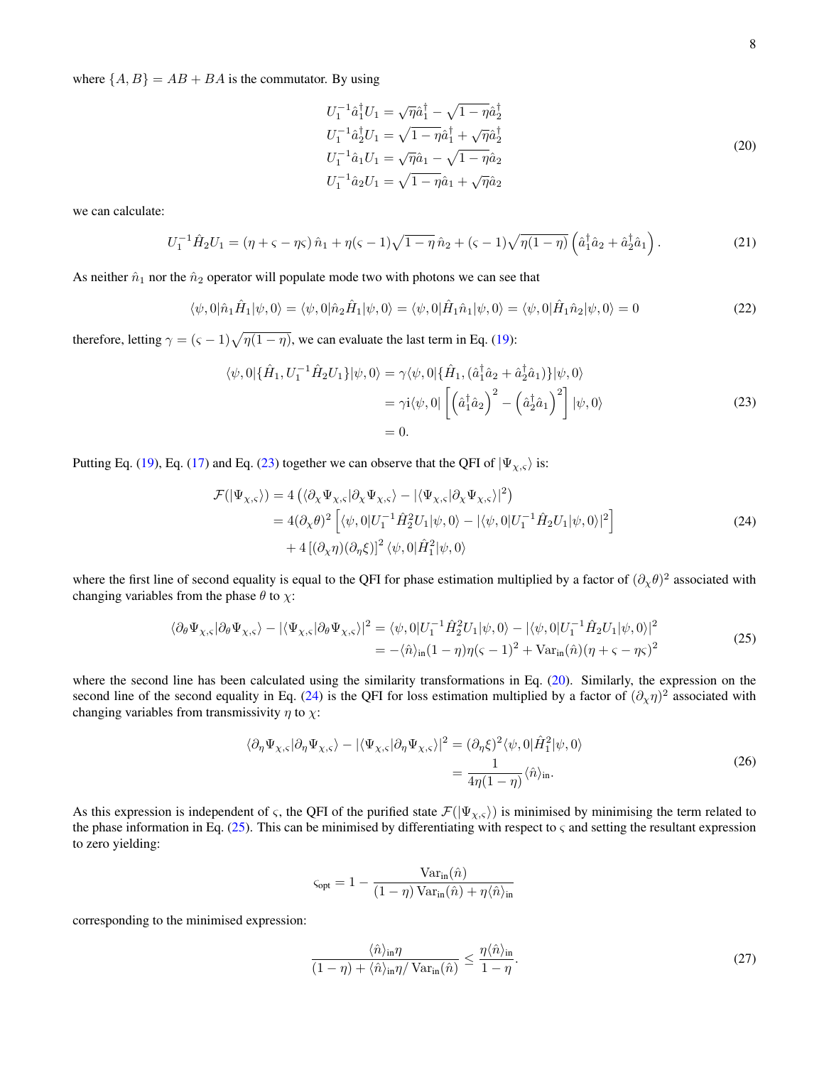where $\{A, B\} = AB + BA$ is the commutator. By using

$$
\begin{aligned}
U_1^{-1}\hat{a}_1^\dagger U_1 &= \sqrt{\eta}\hat{a}_1^\dagger - \sqrt{1-\eta}\hat{a}_2^\dagger \\
U_1^{-1}\hat{a}_2^\dagger U_1 &= \sqrt{1-\eta}\hat{a}_1^\dagger + \sqrt{\eta}\hat{a}_2^\dagger \\
U_1^{-1}\hat{a}_1 U_1 &= \sqrt{\eta}\hat{a}_1 - \sqrt{1-\eta}\hat{a}_2 \\
U_1^{-1}\hat{a}_2 U_1 &= \sqrt{1-\eta}\hat{a}_1 + \sqrt{\eta}\hat{a}_2
\end{aligned}
\tag{20}
$$

we can calculate:

$$
U_1^{-1}\hat{H}_2 U_1 = (\eta + \varsigma - \eta\varsigma)\,\hat{n}_1 + \eta(\varsigma - 1)\sqrt{1-\eta}\,\hat{n}_2 + (\varsigma - 1)\sqrt{\eta(1-\eta)}\left(\hat{a}_1^\dagger\hat{a}_2 + \hat{a}_2^\dagger\hat{a}_1\right). \tag{21}
$$

As neither $\hat{n}_1$ nor the $\hat{n}_2$ operator will populate mode two with photons we can see that

$$
\langle\psi, 0|\hat{n}_1\hat{H}_1|\psi, 0\rangle = \langle\psi, 0|\hat{n}_2\hat{H}_1|\psi, 0\rangle = \langle\psi, 0|\hat{H}_1\hat{n}_1|\psi, 0\rangle = \langle\psi, 0|\hat{H}_1\hat{n}_2|\psi, 0\rangle = 0 \tag{22}
$$

therefore, letting $\gamma = (\varsigma - 1)\sqrt{\eta(1-\eta)}$, we can evaluate the last term in Eq. (19):

$$
\begin{aligned}
\langle\psi, 0|\{\hat{H}_1, U_1^{-1}\hat{H}_2 U_1\}|\psi, 0\rangle &= \gamma\langle\psi, 0|\{\hat{H}_1, (\hat{a}_1^\dagger\hat{a}_2 + \hat{a}_2^\dagger\hat{a}_1)\}|\psi, 0\rangle \\
&= \gamma \mathrm{i}\langle\psi, 0|\left[\left(\hat{a}_1^\dagger\hat{a}_2\right)^2 - \left(\hat{a}_2^\dagger\hat{a}_1\right)^2\right]|\psi, 0\rangle \\
&= 0.
\end{aligned}
\tag{23}
$$

Putting Eq. (19), Eq. (17) and Eq. (23) together we can observe that the QFI of $|\Psi_{\chi,\varsigma}\rangle$ is:

$$
\begin{aligned}
\mathcal{F}(|\Psi_{\chi,\varsigma}\rangle) &= 4\left(\langle\partial_\chi\Psi_{\chi,\varsigma}|\partial_\chi\Psi_{\chi,\varsigma}\rangle - |\langle\Psi_{\chi,\varsigma}|\partial_\chi\Psi_{\chi,\varsigma}\rangle|^2\right) \\
&= 4(\partial_\chi\theta)^2\left[\langle\psi, 0|U_1^{-1}\hat{H}_2^2 U_1|\psi, 0\rangle - |\langle\psi, 0|U_1^{-1}\hat{H}_2 U_1|\psi, 0\rangle|^2\right] \\
&\quad + 4\left[(\partial_\chi\eta)(\partial_\eta\xi)\right]^2\langle\psi, 0|\hat{H}_1^2|\psi, 0\rangle
\end{aligned}
\tag{24}
$$

where the first line of second equality is equal to the QFI for phase estimation multiplied by a factor of $(\partial_\chi\theta)^2$ associated with changing variables from the phase $\theta$ to $\chi$:

$$
\begin{aligned}
\langle\partial_\theta\Psi_{\chi,\varsigma}|\partial_\theta\Psi_{\chi,\varsigma}\rangle - |\langle\Psi_{\chi,\varsigma}|\partial_\theta\Psi_{\chi,\varsigma}\rangle|^2 &= \langle\psi, 0|U_1^{-1}\hat{H}_2^2 U_1|\psi, 0\rangle - |\langle\psi, 0|U_1^{-1}\hat{H}_2 U_1|\psi, 0\rangle|^2 \\
&= -\langle\hat{n}\rangle_{\text{in}}(1-\eta)\eta(\varsigma - 1)^2 + \mathrm{Var}_{\text{in}}(\hat{n})(\eta + \varsigma - \eta\varsigma)^2
\end{aligned}
\tag{25}
$$

where the second line has been calculated using the similarity transformations in Eq. (20). Similarly, the expression on the second line of the second equality in Eq. (24) is the QFI for loss estimation multiplied by a factor of $(\partial_\chi\eta)^2$ associated with changing variables from transmissivity $\eta$ to $\chi$:

$$
\begin{aligned}
\langle\partial_\eta\Psi_{\chi,\varsigma}|\partial_\eta\Psi_{\chi,\varsigma}\rangle - |\langle\Psi_{\chi,\varsigma}|\partial_\eta\Psi_{\chi,\varsigma}\rangle|^2 &= (\partial_\eta\xi)^2\langle\psi, 0|\hat{H}_1^2|\psi, 0\rangle \\
&= \frac{1}{4\eta(1-\eta)}\langle\hat{n}\rangle_{\text{in}}.
\end{aligned}
\tag{26}
$$

As this expression is independent of $\varsigma$, the QFI of the purified state $\mathcal{F}(|\Psi_{\chi,\varsigma}\rangle)$ is minimised by minimising the term related to the phase information in Eq. (25). This can be minimised by differentiating with respect to $\varsigma$ and setting the resultant expression to zero yielding:

$$
\varsigma_{\text{opt}} = 1 - \frac{\mathrm{Var}_{\text{in}}(\hat{n})}{(1-\eta)\,\mathrm{Var}_{\text{in}}(\hat{n}) + \eta\langle\hat{n}\rangle_{\text{in}}}
$$

corresponding to the minimised expression:

$$
\frac{\langle\hat{n}\rangle_{\text{in}}\eta}{(1-\eta) + \langle\hat{n}\rangle_{\text{in}}\eta/\mathrm{Var}_{\text{in}}(\hat{n})} \leq \frac{\eta\langle\hat{n}\rangle_{\text{in}}}{1-\eta}. \tag{27}
$$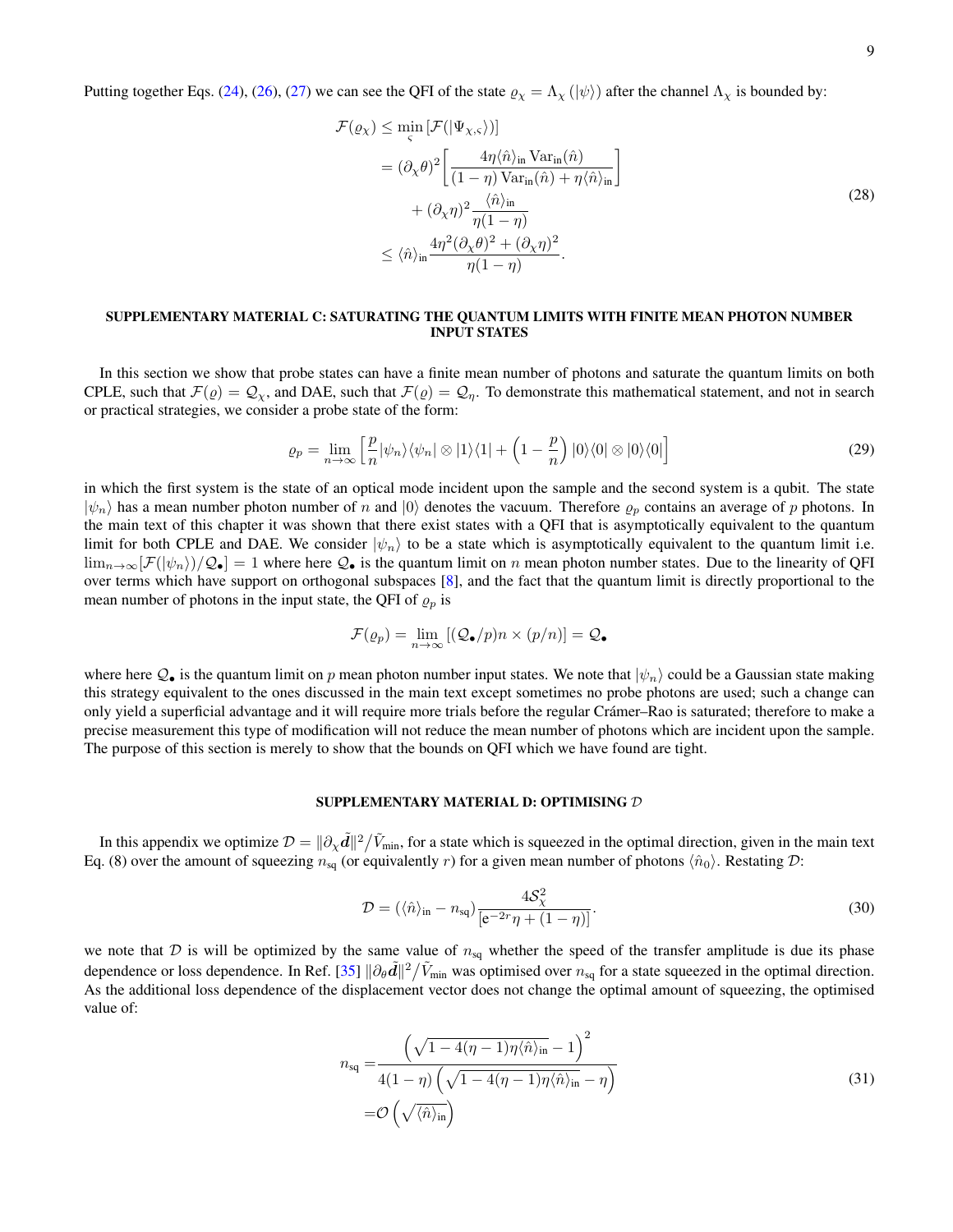Putting together Eqs. (24), (26), (27) we can see the QFI of the state $\varrho_\chi = \Lambda_\chi(|\psi\rangle)$ after the channel $\Lambda_\chi$ is bounded by:

$$
\begin{aligned}
\mathcal{F}(\varrho_\chi) \leq & \min_\varsigma [\mathcal{F}(|\Psi_{\chi,\varsigma}\rangle)] \\
&= (\partial_\chi \theta)^2 \left[ \frac{4\eta \langle \hat{n} \rangle_{\text{in}} \operatorname{Var}_{\text{in}}(\hat{n})}{(1-\eta)\operatorname{Var}_{\text{in}}(\hat{n}) + \eta \langle \hat{n} \rangle_{\text{in}}} \right] \\
&\quad + (\partial_\chi \eta)^2 \frac{\langle \hat{n} \rangle_{\text{in}}}{\eta(1-\eta)} \\
&\leq \langle \hat{n} \rangle_{\text{in}} \frac{4\eta^2 (\partial_\chi \theta)^2 + (\partial_\chi \eta)^2}{\eta(1-\eta)}.
\end{aligned}
\tag{28}
$$

## SUPPLEMENTARY MATERIAL C: SATURATING THE QUANTUM LIMITS WITH FINITE MEAN PHOTON NUMBER INPUT STATES

In this section we show that probe states can have a finite mean number of photons and saturate the quantum limits on both CPLE, such that $\mathcal{F}(\varrho) = \mathcal{Q}_\chi$, and DAE, such that $\mathcal{F}(\varrho) = \mathcal{Q}_\eta$. To demonstrate this mathematical statement, and not in search or practical strategies, we consider a probe state of the form:

$$
\varrho_p = \lim_{n \to \infty} \left[ \frac{p}{n} |\psi_n\rangle\langle\psi_n| \otimes |1\rangle\langle 1| + \left(1 - \frac{p}{n}\right) |0\rangle\langle 0| \otimes |0\rangle\langle 0| \right]
\tag{29}
$$

in which the first system is the state of an optical mode incident upon the sample and the second system is a qubit. The state $|\psi_n\rangle$ has a mean number photon number of $n$ and $|0\rangle$ denotes the vacuum. Therefore $\varrho_p$ contains an average of $p$ photons. In the main text of this chapter it was shown that there exist states with a QFI that is asymptotically equivalent to the quantum limit for both CPLE and DAE. We consider $|\psi_n\rangle$ to be a state which is asymptotically equivalent to the quantum limit i.e. $\lim_{n\to\infty}[\mathcal{F}(|\psi_n\rangle)/\mathcal{Q}_\bullet] = 1$ where here $\mathcal{Q}_\bullet$ is the quantum limit on $n$ mean photon number states. Due to the linearity of QFI over terms which have support on orthogonal subspaces [8], and the fact that the quantum limit is directly proportional to the mean number of photons in the input state, the QFI of $\varrho_p$ is

$$
\mathcal{F}(\varrho_p) = \lim_{n\to\infty} [(\mathcal{Q}_\bullet/p)n \times (p/n)] = \mathcal{Q}_\bullet
$$

where here $\mathcal{Q}_\bullet$ is the quantum limit on $p$ mean photon number input states. We note that $|\psi_n\rangle$ could be a Gaussian state making this strategy equivalent to the ones discussed in the main text except sometimes no probe photons are used; such a change can only yield a superficial advantage and it will require more trials before the regular Crámer–Rao is saturated; therefore to make a precise measurement this type of modification will not reduce the mean number of photons which are incident upon the sample. The purpose of this section is merely to show that the bounds on QFI which we have found are tight.

## SUPPLEMENTARY MATERIAL D: OPTIMISING $\mathcal{D}$

In this appendix we optimize $\mathcal{D} = \|\partial_\chi \tilde{\boldsymbol{d}}\|^2 / \tilde{V}_{\text{min}}$, for a state which is squeezed in the optimal direction, given in the main text Eq. (8) over the amount of squeezing $n_{\text{sq}}$ (or equivalently $r$) for a given mean number of photons $\langle \hat{n}_0 \rangle$. Restating $\mathcal{D}$:

$$
\mathcal{D} = (\langle \hat{n} \rangle_{\text{in}} - n_{\text{sq}}) \frac{4\mathcal{S}_\chi^2}{[\mathrm{e}^{-2r}\eta + (1-\eta)]}.
\tag{30}
$$

we note that $\mathcal{D}$ is will be optimized by the same value of $n_{\text{sq}}$ whether the speed of the transfer amplitude is due its phase dependence or loss dependence. In Ref. [35] $\|\partial_\theta \tilde{\boldsymbol{d}}\|^2 / \tilde{V}_{\text{min}}$ was optimised over $n_{\text{sq}}$ for a state squeezed in the optimal direction. As the additional loss dependence of the displacement vector does not change the optimal amount of squeezing, the optimised value of:

$$
\begin{aligned}
n_{\text{sq}} =& \frac{\left(\sqrt{1 - 4(\eta-1)\eta\langle \hat{n} \rangle_{\text{in}}} - 1\right)^2}{4(1-\eta)\left(\sqrt{1 - 4(\eta-1)\eta\langle \hat{n} \rangle_{\text{in}}} - \eta\right)} \\
=& \mathcal{O}\left(\sqrt{\langle \hat{n} \rangle_{\text{in}}}\right)
\end{aligned}
\tag{31}
$$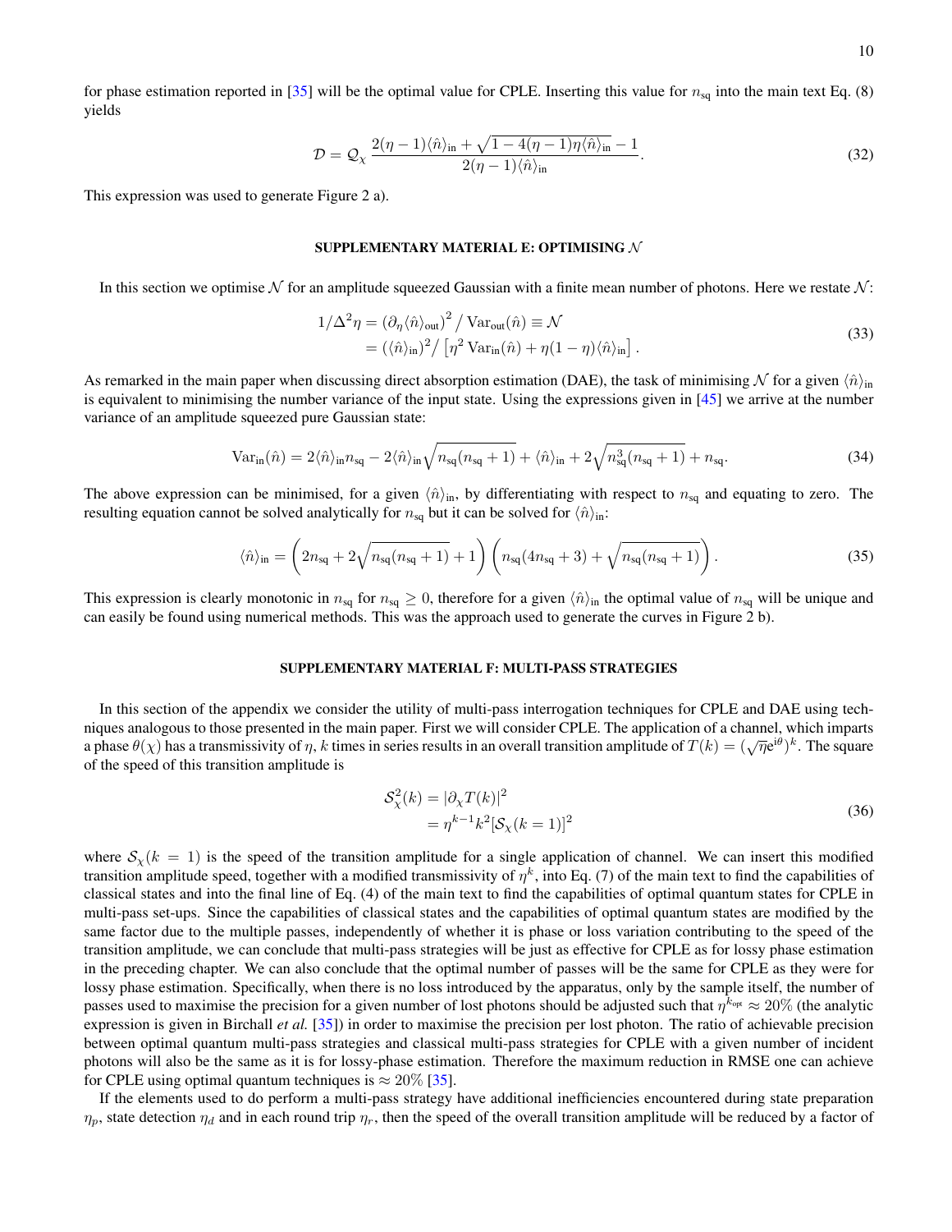for phase estimation reported in [35] will be the optimal value for CPLE. Inserting this value for $n_{\mathrm{sq}}$ into the main text Eq. (8) yields

$$\mathcal{D} = \mathcal{Q}_{\chi} \, \frac{2(\eta-1)\langle\hat{n}\rangle_{\mathrm{in}} + \sqrt{1-4(\eta-1)\eta\langle\hat{n}\rangle_{\mathrm{in}}} - 1}{2(\eta-1)\langle\hat{n}\rangle_{\mathrm{in}}}. \tag{32}$$

This expression was used to generate Figure 2 a).

## SUPPLEMENTARY MATERIAL E: OPTIMISING $\mathcal{N}$

In this section we optimise $\mathcal{N}$ for an amplitude squeezed Gaussian with a finite mean number of photons. Here we restate $\mathcal{N}$:

$$\begin{aligned} 1/\Delta^2\eta &= \left(\partial_{\eta}\langle\hat{n}\rangle_{\mathrm{out}}\right)^2 / \, \mathrm{Var}_{\mathrm{out}}(\hat{n}) \equiv \mathcal{N} \\ &= \left(\langle\hat{n}\rangle_{\mathrm{in}}\right)^2 / \left[\eta^2 \, \mathrm{Var}_{\mathrm{in}}(\hat{n}) + \eta(1-\eta)\langle\hat{n}\rangle_{\mathrm{in}}\right]. \end{aligned} \tag{33}$$

As remarked in the main paper when discussing direct absorption estimation (DAE), the task of minimising $\mathcal{N}$ for a given $\langle\hat{n}\rangle_{\mathrm{in}}$ is equivalent to minimising the number variance of the input state. Using the expressions given in [45] we arrive at the number variance of an amplitude squeezed pure Gaussian state:

$$\mathrm{Var}_{\mathrm{in}}(\hat{n}) = 2\langle\hat{n}\rangle_{\mathrm{in}} n_{\mathrm{sq}} - 2\langle\hat{n}\rangle_{\mathrm{in}}\sqrt{n_{\mathrm{sq}}(n_{\mathrm{sq}}+1)} + \langle\hat{n}\rangle_{\mathrm{in}} + 2\sqrt{n_{\mathrm{sq}}^3(n_{\mathrm{sq}}+1)} + n_{\mathrm{sq}}. \tag{34}$$

The above expression can be minimised, for a given $\langle\hat{n}\rangle_{\mathrm{in}}$, by differentiating with respect to $n_{\mathrm{sq}}$ and equating to zero. The resulting equation cannot be solved analytically for $n_{\mathrm{sq}}$ but it can be solved for $\langle\hat{n}\rangle_{\mathrm{in}}$:

$$\langle\hat{n}\rangle_{\mathrm{in}} = \left(2n_{\mathrm{sq}} + 2\sqrt{n_{\mathrm{sq}}(n_{\mathrm{sq}}+1)} + 1\right)\left(n_{\mathrm{sq}}(4n_{\mathrm{sq}}+3) + \sqrt{n_{\mathrm{sq}}(n_{\mathrm{sq}}+1)}\right). \tag{35}$$

This expression is clearly monotonic in $n_{\mathrm{sq}}$ for $n_{\mathrm{sq}} \geq 0$, therefore for a given $\langle\hat{n}\rangle_{\mathrm{in}}$ the optimal value of $n_{\mathrm{sq}}$ will be unique and can easily be found using numerical methods. This was the approach used to generate the curves in Figure 2 b).

## SUPPLEMENTARY MATERIAL F: MULTI-PASS STRATEGIES

In this section of the appendix we consider the utility of multi-pass interrogation techniques for CPLE and DAE using techniques analogous to those presented in the main paper. First we will consider CPLE. The application of a channel, which imparts a phase $\theta(\chi)$ has a transmissivity of $\eta$, $k$ times in series results in an overall transition amplitude of $T(k) = (\sqrt{\eta}\mathrm{e}^{\mathrm{i}\theta})^k$. The square of the speed of this transition amplitude is

$$\begin{aligned} \mathcal{S}_{\chi}^2(k) &= |\partial_{\chi}T(k)|^2 \\ &= \eta^{k-1}k^2[\mathcal{S}_{\chi}(k=1)]^2 \end{aligned} \tag{36}$$

where $\mathcal{S}_{\chi}(k=1)$ is the speed of the transition amplitude for a single application of channel. We can insert this modified transition amplitude speed, together with a modified transmissivity of $\eta^k$, into Eq. (7) of the main text to find the capabilities of classical states and into the final line of Eq. (4) of the main text to find the capabilities of optimal quantum states for CPLE in multi-pass set-ups. Since the capabilities of classical states and the capabilities of optimal quantum states are modified by the same factor due to the multiple passes, independently of whether it is phase or loss variation contributing to the speed of the transition amplitude, we can conclude that multi-pass strategies will be just as effective for CPLE as for lossy phase estimation in the preceding chapter. We can also conclude that the optimal number of passes will be the same for CPLE as they were for lossy phase estimation. Specifically, when there is no loss introduced by the apparatus, only by the sample itself, the number of passes used to maximise the precision for a given number of lost photons should be adjusted such that $\eta^{k_{\mathrm{opt}}} \approx 20\%$ (the analytic expression is given in Birchall *et al.* [35]) in order to maximise the precision per lost photon. The ratio of achievable precision between optimal quantum multi-pass strategies and classical multi-pass strategies for CPLE with a given number of incident photons will also be the same as it is for lossy-phase estimation. Therefore the maximum reduction in RMSE one can achieve for CPLE using optimal quantum techniques is $\approx 20\%$ [35].

If the elements used to do perform a multi-pass strategy have additional inefficiencies encountered during state preparation $\eta_p$, state detection $\eta_d$ and in each round trip $\eta_r$, then the speed of the overall transition amplitude will be reduced by a factor of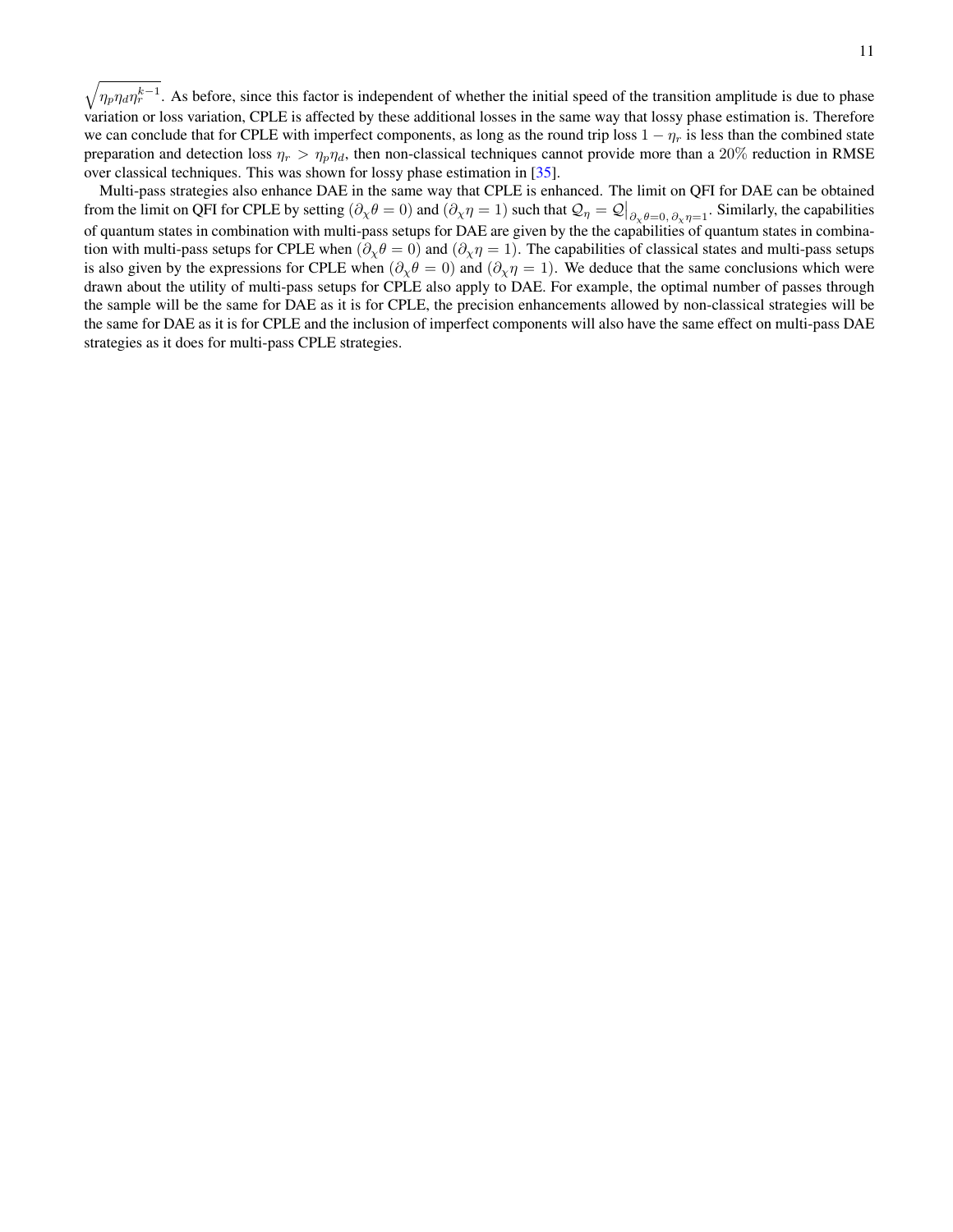$\sqrt{\eta_p \eta_d \eta_r^{k-1}}$. As before, since this factor is independent of whether the initial speed of the transition amplitude is due to phase variation or loss variation, CPLE is affected by these additional losses in the same way that lossy phase estimation is. Therefore we can conclude that for CPLE with imperfect components, as long as the round trip loss $1-\eta_r$ is less than the combined state preparation and detection loss $\eta_r > \eta_p \eta_d$, then non-classical techniques cannot provide more than a $20\%$ reduction in RMSE over classical techniques. This was shown for lossy phase estimation in [35].

Multi-pass strategies also enhance DAE in the same way that CPLE is enhanced. The limit on QFI for DAE can be obtained from the limit on QFI for CPLE by setting $(\partial_\chi \theta = 0)$ and $(\partial_\chi \eta = 1)$ such that $\mathcal{Q}_\eta = \mathcal{Q}\big|_{\partial_\chi \theta = 0,\, \partial_\chi \eta = 1}$. Similarly, the capabilities of quantum states in combination with multi-pass setups for DAE are given by the the capabilities of quantum states in combination with multi-pass setups for CPLE when $(\partial_\chi \theta = 0)$ and $(\partial_\chi \eta = 1)$. The capabilities of classical states and multi-pass setups is also given by the expressions for CPLE when $(\partial_\chi \theta = 0)$ and $(\partial_\chi \eta = 1)$. We deduce that the same conclusions which were drawn about the utility of multi-pass setups for CPLE also apply to DAE. For example, the optimal number of passes through the sample will be the same for DAE as it is for CPLE, the precision enhancements allowed by non-classical strategies will be the same for DAE as it is for CPLE and the inclusion of imperfect components will also have the same effect on multi-pass DAE strategies as it does for multi-pass CPLE strategies.